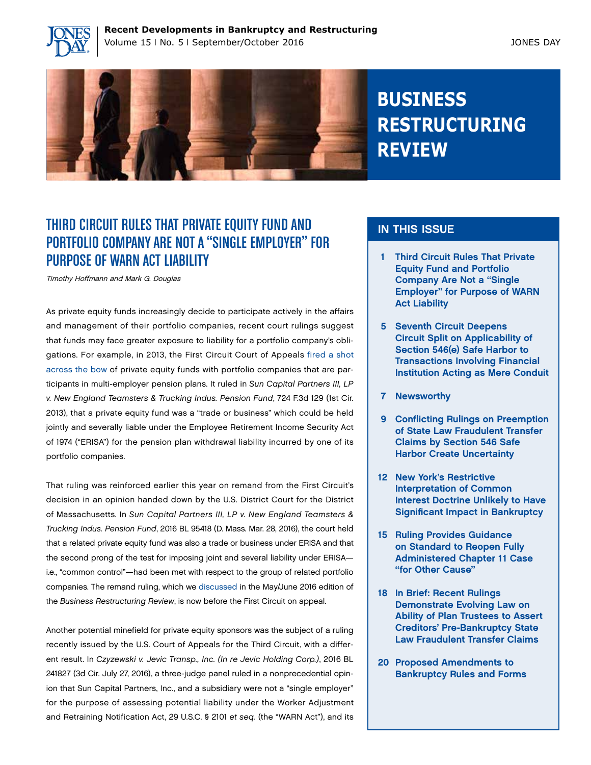**Recent Developments in Bankruptcy and Restructuring**
Volume 15 | No. 5 | September/October 2016

JONES DAY

# BUSINESS RESTRUCTURING REVIEW

## IN THIS ISSUE

- 1 Third Circuit Rules That Private Equity Fund and Portfolio Company Are Not a "Single Employer" for Purpose of WARN Act Liability
- 5 Seventh Circuit Deepens Circuit Split on Applicability of Section 546(e) Safe Harbor to Transactions Involving Financial Institution Acting as Mere Conduit
- 7 Newsworthy
- 9 Conflicting Rulings on Preemption of State Law Fraudulent Transfer Claims by Section 546 Safe Harbor Create Uncertainty
- 12 New York's Restrictive Interpretation of Common Interest Doctrine Unlikely to Have Significant Impact in Bankruptcy
- 15 Ruling Provides Guidance on Standard to Reopen Fully Administered Chapter 11 Case "for Other Cause"
- 18 In Brief: Recent Rulings Demonstrate Evolving Law on Ability of Plan Trustees to Assert Creditors' Pre-Bankruptcy State Law Fraudulent Transfer Claims
- 20 Proposed Amendments to Bankruptcy Rules and Forms

## THIRD CIRCUIT RULES THAT PRIVATE EQUITY FUND AND PORTFOLIO COMPANY ARE NOT A "SINGLE EMPLOYER" FOR PURPOSE OF WARN ACT LIABILITY

*Timothy Hoffmann and Mark G. Douglas*

As private equity funds increasingly decide to participate actively in the affairs and management of their portfolio companies, recent court rulings suggest that funds may face greater exposure to liability for a portfolio company's obligations. For example, in 2013, the First Circuit Court of Appeals fired a shot across the bow of private equity funds with portfolio companies that are participants in multi-employer pension plans. It ruled in *Sun Capital Partners III, LP v. New England Teamsters & Trucking Indus. Pension Fund*, 724 F.3d 129 (1st Cir. 2013), that a private equity fund was a "trade or business" which could be held jointly and severally liable under the Employee Retirement Income Security Act of 1974 ("ERISA") for the pension plan withdrawal liability incurred by one of its portfolio companies.

That ruling was reinforced earlier this year on remand from the First Circuit's decision in an opinion handed down by the U.S. District Court for the District of Massachusetts. In *Sun Capital Partners III, LP v. New England Teamsters & Trucking Indus. Pension Fund*, 2016 BL 95418 (D. Mass. Mar. 28, 2016), the court held that a related private equity fund was also a trade or business under ERISA and that the second prong of the test for imposing joint and several liability under ERISA—i.e., "common control"—had been met with respect to the group of related portfolio companies. The remand ruling, which we discussed in the May/June 2016 edition of the *Business Restructuring Review*, is now before the First Circuit on appeal.

Another potential minefield for private equity sponsors was the subject of a ruling recently issued by the U.S. Court of Appeals for the Third Circuit, with a different result. In *Czyzewski v. Jevic Transp., Inc. (In re Jevic Holding Corp.)*, 2016 BL 241827 (3d Cir. July 27, 2016), a three-judge panel ruled in a nonprecedential opinion that Sun Capital Partners, Inc., and a subsidiary were not a "single employer" for the purpose of assessing potential liability under the Worker Adjustment and Retraining Notification Act, 29 U.S.C. § 2101 *et seq.* (the "WARN Act"), and its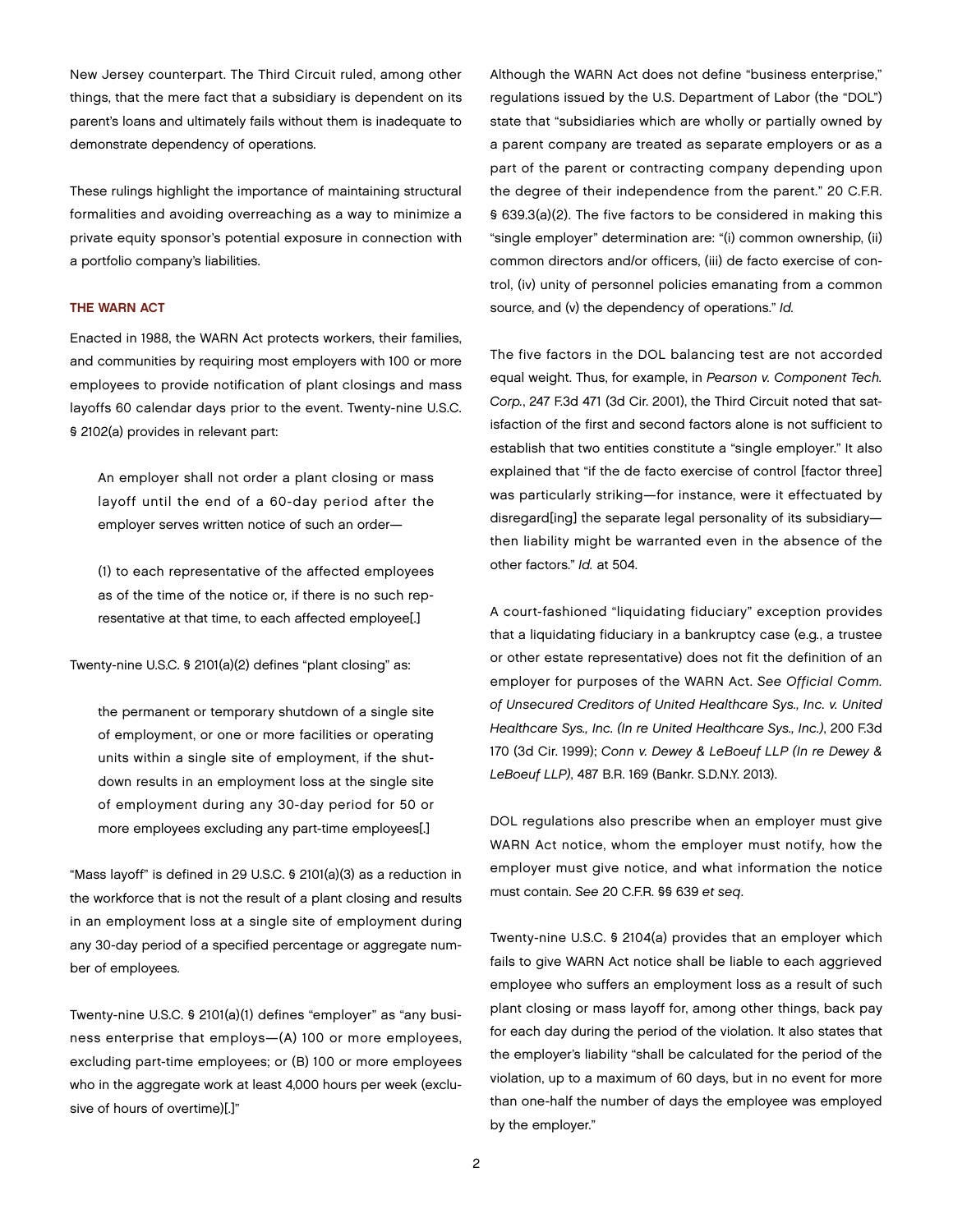New Jersey counterpart. The Third Circuit ruled, among other things, that the mere fact that a subsidiary is dependent on its parent's loans and ultimately fails without them is inadequate to demonstrate dependency of operations.

These rulings highlight the importance of maintaining structural formalities and avoiding overreaching as a way to minimize a private equity sponsor's potential exposure in connection with a portfolio company's liabilities.

## THE WARN ACT

Enacted in 1988, the WARN Act protects workers, their families, and communities by requiring most employers with 100 or more employees to provide notification of plant closings and mass layoffs 60 calendar days prior to the event. Twenty-nine U.S.C. § 2102(a) provides in relevant part:

> An employer shall not order a plant closing or mass layoff until the end of a 60-day period after the employer serves written notice of such an order—
>
> (1) to each representative of the affected employees as of the time of the notice or, if there is no such representative at that time, to each affected employee[.]

Twenty-nine U.S.C. § 2101(a)(2) defines "plant closing" as:

> the permanent or temporary shutdown of a single site of employment, or one or more facilities or operating units within a single site of employment, if the shutdown results in an employment loss at the single site of employment during any 30-day period for 50 or more employees excluding any part-time employees[.]

"Mass layoff" is defined in 29 U.S.C. § 2101(a)(3) as a reduction in the workforce that is not the result of a plant closing and results in an employment loss at a single site of employment during any 30-day period of a specified percentage or aggregate number of employees.

Twenty-nine U.S.C. § 2101(a)(1) defines "employer" as "any business enterprise that employs—(A) 100 or more employees, excluding part-time employees; or (B) 100 or more employees who in the aggregate work at least 4,000 hours per week (exclusive of hours of overtime)[.]"

Although the WARN Act does not define "business enterprise," regulations issued by the U.S. Department of Labor (the "DOL") state that "subsidiaries which are wholly or partially owned by a parent company are treated as separate employers or as a part of the parent or contracting company depending upon the degree of their independence from the parent." 20 C.F.R. § 639.3(a)(2). The five factors to be considered in making this "single employer" determination are: "(i) common ownership, (ii) common directors and/or officers, (iii) de facto exercise of control, (iv) unity of personnel policies emanating from a common source, and (v) the dependency of operations." *Id.*

The five factors in the DOL balancing test are not accorded equal weight. Thus, for example, in *Pearson v. Component Tech. Corp.*, 247 F.3d 471 (3d Cir. 2001), the Third Circuit noted that satisfaction of the first and second factors alone is not sufficient to establish that two entities constitute a "single employer." It also explained that "if the de facto exercise of control [factor three] was particularly striking—for instance, were it effectuated by disregard[ing] the separate legal personality of its subsidiary—then liability might be warranted even in the absence of the other factors." *Id.* at 504.

A court-fashioned "liquidating fiduciary" exception provides that a liquidating fiduciary in a bankruptcy case (e.g., a trustee or other estate representative) does not fit the definition of an employer for purposes of the WARN Act. *See Official Comm. of Unsecured Creditors of United Healthcare Sys., Inc. v. United Healthcare Sys., Inc. (In re United Healthcare Sys., Inc.)*, 200 F.3d 170 (3d Cir. 1999); *Conn v. Dewey & LeBoeuf LLP (In re Dewey & LeBoeuf LLP)*, 487 B.R. 169 (Bankr. S.D.N.Y. 2013).

DOL regulations also prescribe when an employer must give WARN Act notice, whom the employer must notify, how the employer must give notice, and what information the notice must contain. *See* 20 C.F.R. §§ 639 *et seq.*

Twenty-nine U.S.C. § 2104(a) provides that an employer which fails to give WARN Act notice shall be liable to each aggrieved employee who suffers an employment loss as a result of such plant closing or mass layoff for, among other things, back pay for each day during the period of the violation. It also states that the employer's liability "shall be calculated for the period of the violation, up to a maximum of 60 days, but in no event for more than one-half the number of days the employee was employed by the employer."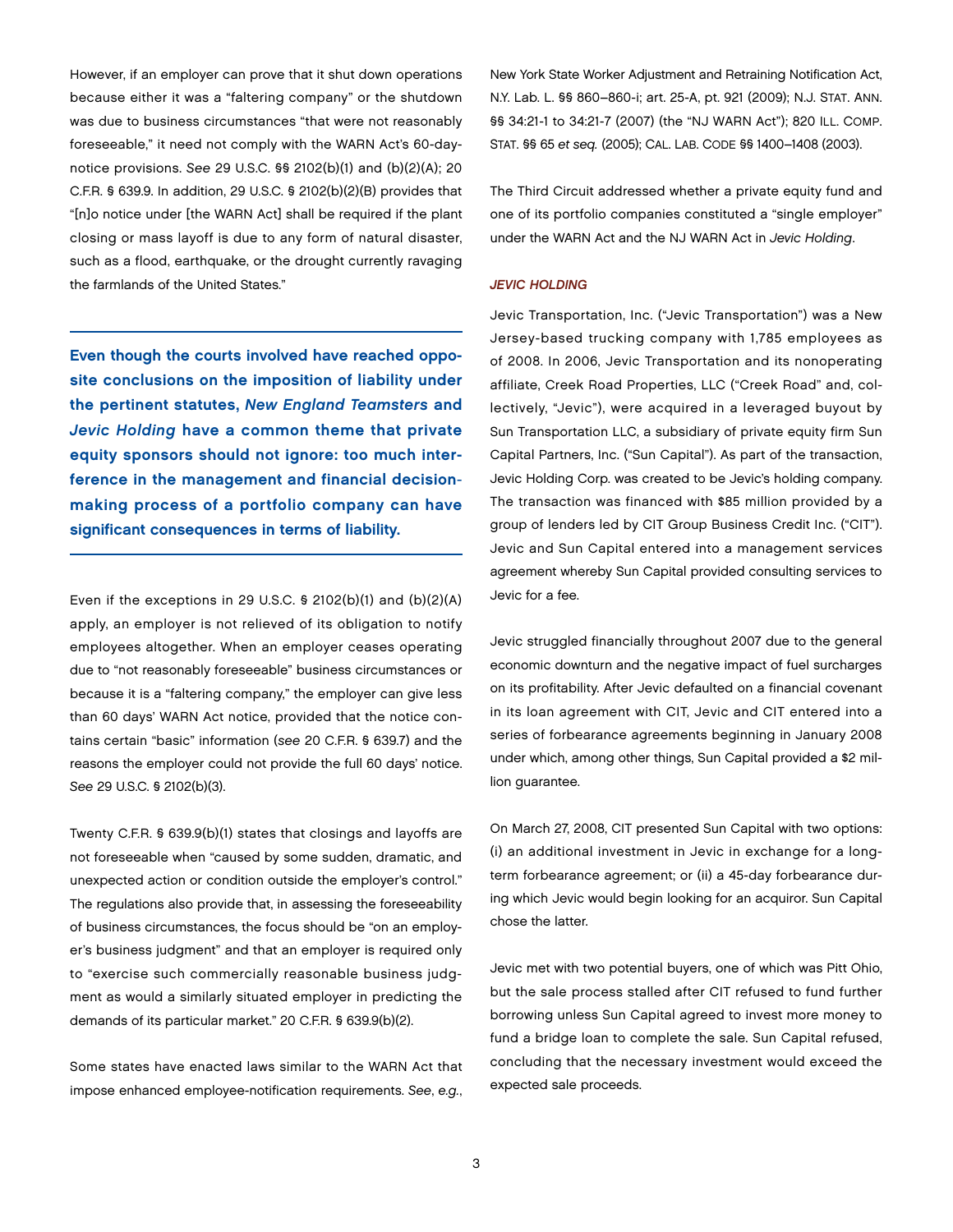However, if an employer can prove that it shut down operations because either it was a "faltering company" or the shutdown was due to business circumstances "that were not reasonably foreseeable," it need not comply with the WARN Act's 60-day-notice provisions. *See* 29 U.S.C. §§ 2102(b)(1) and (b)(2)(A); 20 C.F.R. § 639.9. In addition, 29 U.S.C. § 2102(b)(2)(B) provides that "[n]o notice under [the WARN Act] shall be required if the plant closing or mass layoff is due to any form of natural disaster, such as a flood, earthquake, or the drought currently ravaging the farmlands of the United States."

**Even though the courts involved have reached opposite conclusions on the imposition of liability under the pertinent statutes, *New England Teamsters* and *Jevic Holding* have a common theme that private equity sponsors should not ignore: too much interference in the management and financial decision-making process of a portfolio company can have significant consequences in terms of liability.**

Even if the exceptions in 29 U.S.C. § 2102(b)(1) and (b)(2)(A) apply, an employer is not relieved of its obligation to notify employees altogether. When an employer ceases operating due to "not reasonably foreseeable" business circumstances or because it is a "faltering company," the employer can give less than 60 days' WARN Act notice, provided that the notice contains certain "basic" information (*see* 20 C.F.R. § 639.7) and the reasons the employer could not provide the full 60 days' notice. *See* 29 U.S.C. § 2102(b)(3).

Twenty C.F.R. § 639.9(b)(1) states that closings and layoffs are not foreseeable when "caused by some sudden, dramatic, and unexpected action or condition outside the employer's control." The regulations also provide that, in assessing the foreseeability of business circumstances, the focus should be "on an employer's business judgment" and that an employer is required only to "exercise such commercially reasonable business judgment as would a similarly situated employer in predicting the demands of its particular market." 20 C.F.R. § 639.9(b)(2).

Some states have enacted laws similar to the WARN Act that impose enhanced employee-notification requirements. *See*, *e.g.*, New York State Worker Adjustment and Retraining Notification Act, N.Y. Lab. L. §§ 860–860-i; art. 25-A, pt. 921 (2009); N.J. Stat. Ann. §§ 34:21-1 to 34:21-7 (2007) (the "NJ WARN Act"); 820 Ill. Comp. Stat. §§ 65 *et seq.* (2005); Cal. Lab. Code §§ 1400–1408 (2003).

The Third Circuit addressed whether a private equity fund and one of its portfolio companies constituted a "single employer" under the WARN Act and the NJ WARN Act in *Jevic Holding*.

## *JEVIC HOLDING*

Jevic Transportation, Inc. ("Jevic Transportation") was a New Jersey-based trucking company with 1,785 employees as of 2008. In 2006, Jevic Transportation and its nonoperating affiliate, Creek Road Properties, LLC ("Creek Road" and, collectively, "Jevic"), were acquired in a leveraged buyout by Sun Transportation LLC, a subsidiary of private equity firm Sun Capital Partners, Inc. ("Sun Capital"). As part of the transaction, Jevic Holding Corp. was created to be Jevic's holding company. The transaction was financed with $85 million provided by a group of lenders led by CIT Group Business Credit Inc. ("CIT"). Jevic and Sun Capital entered into a management services agreement whereby Sun Capital provided consulting services to Jevic for a fee.

Jevic struggled financially throughout 2007 due to the general economic downturn and the negative impact of fuel surcharges on its profitability. After Jevic defaulted on a financial covenant in its loan agreement with CIT, Jevic and CIT entered into a series of forbearance agreements beginning in January 2008 under which, among other things, Sun Capital provided a $2 million guarantee.

On March 27, 2008, CIT presented Sun Capital with two options: (i) an additional investment in Jevic in exchange for a long-term forbearance agreement; or (ii) a 45-day forbearance during which Jevic would begin looking for an acquiror. Sun Capital chose the latter.

Jevic met with two potential buyers, one of which was Pitt Ohio, but the sale process stalled after CIT refused to fund further borrowing unless Sun Capital agreed to invest more money to fund a bridge loan to complete the sale. Sun Capital refused, concluding that the necessary investment would exceed the expected sale proceeds.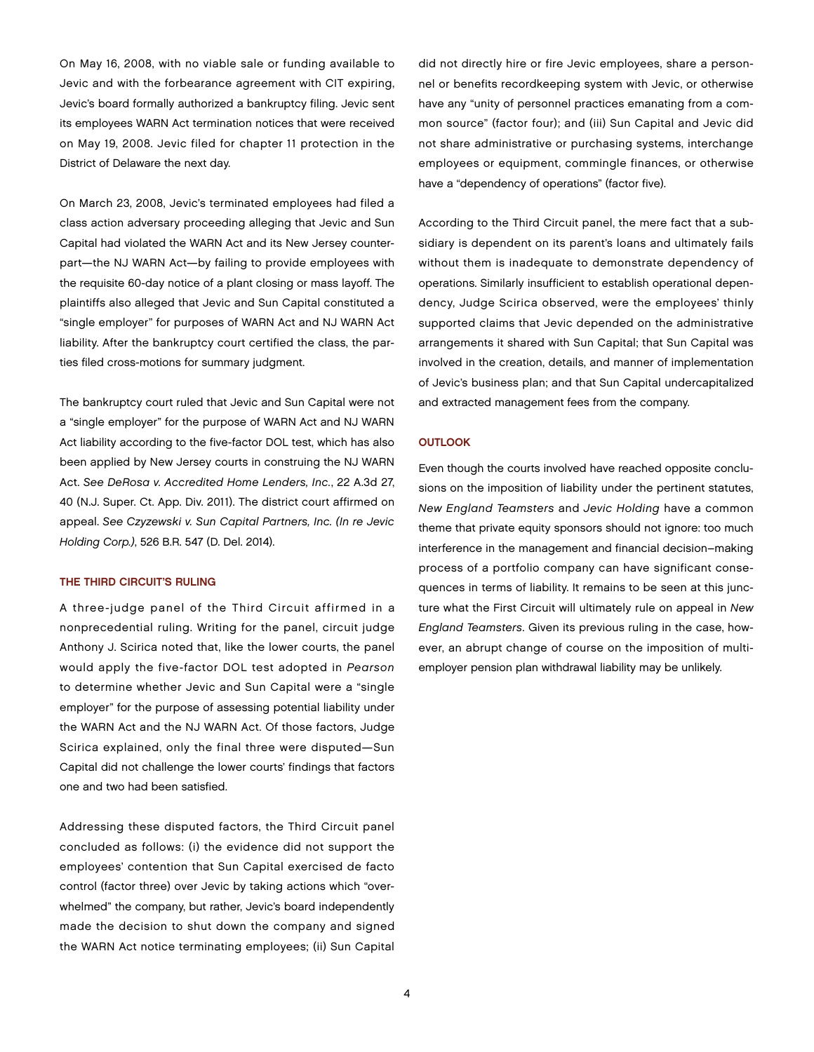On May 16, 2008, with no viable sale or funding available to Jevic and with the forbearance agreement with CIT expiring, Jevic's board formally authorized a bankruptcy filing. Jevic sent its employees WARN Act termination notices that were received on May 19, 2008. Jevic filed for chapter 11 protection in the District of Delaware the next day.

On March 23, 2008, Jevic's terminated employees had filed a class action adversary proceeding alleging that Jevic and Sun Capital had violated the WARN Act and its New Jersey counterpart—the NJ WARN Act—by failing to provide employees with the requisite 60-day notice of a plant closing or mass layoff. The plaintiffs also alleged that Jevic and Sun Capital constituted a "single employer" for purposes of WARN Act and NJ WARN Act liability. After the bankruptcy court certified the class, the parties filed cross-motions for summary judgment.

The bankruptcy court ruled that Jevic and Sun Capital were not a "single employer" for the purpose of WARN Act and NJ WARN Act liability according to the five-factor DOL test, which has also been applied by New Jersey courts in construing the NJ WARN Act. *See DeRosa v. Accredited Home Lenders, Inc.*, 22 A.3d 27, 40 (N.J. Super. Ct. App. Div. 2011). The district court affirmed on appeal. *See Czyzewski v. Sun Capital Partners, Inc. (In re Jevic Holding Corp.)*, 526 B.R. 547 (D. Del. 2014).

## THE THIRD CIRCUIT'S RULING

A three-judge panel of the Third Circuit affirmed in a nonprecedential ruling. Writing for the panel, circuit judge Anthony J. Scirica noted that, like the lower courts, the panel would apply the five-factor DOL test adopted in *Pearson* to determine whether Jevic and Sun Capital were a "single employer" for the purpose of assessing potential liability under the WARN Act and the NJ WARN Act. Of those factors, Judge Scirica explained, only the final three were disputed—Sun Capital did not challenge the lower courts' findings that factors one and two had been satisfied.

Addressing these disputed factors, the Third Circuit panel concluded as follows: (i) the evidence did not support the employees' contention that Sun Capital exercised de facto control (factor three) over Jevic by taking actions which "overwhelmed" the company, but rather, Jevic's board independently made the decision to shut down the company and signed the WARN Act notice terminating employees; (ii) Sun Capital did not directly hire or fire Jevic employees, share a personnel or benefits recordkeeping system with Jevic, or otherwise have any "unity of personnel practices emanating from a common source" (factor four); and (iii) Sun Capital and Jevic did not share administrative or purchasing systems, interchange employees or equipment, commingle finances, or otherwise have a "dependency of operations" (factor five).

According to the Third Circuit panel, the mere fact that a subsidiary is dependent on its parent's loans and ultimately fails without them is inadequate to demonstrate dependency of operations. Similarly insufficient to establish operational dependency, Judge Scirica observed, were the employees' thinly supported claims that Jevic depended on the administrative arrangements it shared with Sun Capital; that Sun Capital was involved in the creation, details, and manner of implementation of Jevic's business plan; and that Sun Capital undercapitalized and extracted management fees from the company.

## OUTLOOK

Even though the courts involved have reached opposite conclusions on the imposition of liability under the pertinent statutes, *New England Teamsters* and *Jevic Holding* have a common theme that private equity sponsors should not ignore: too much interference in the management and financial decision–making process of a portfolio company can have significant consequences in terms of liability. It remains to be seen at this juncture what the First Circuit will ultimately rule on appeal in *New England Teamsters*. Given its previous ruling in the case, however, an abrupt change of course on the imposition of multiemployer pension plan withdrawal liability may be unlikely.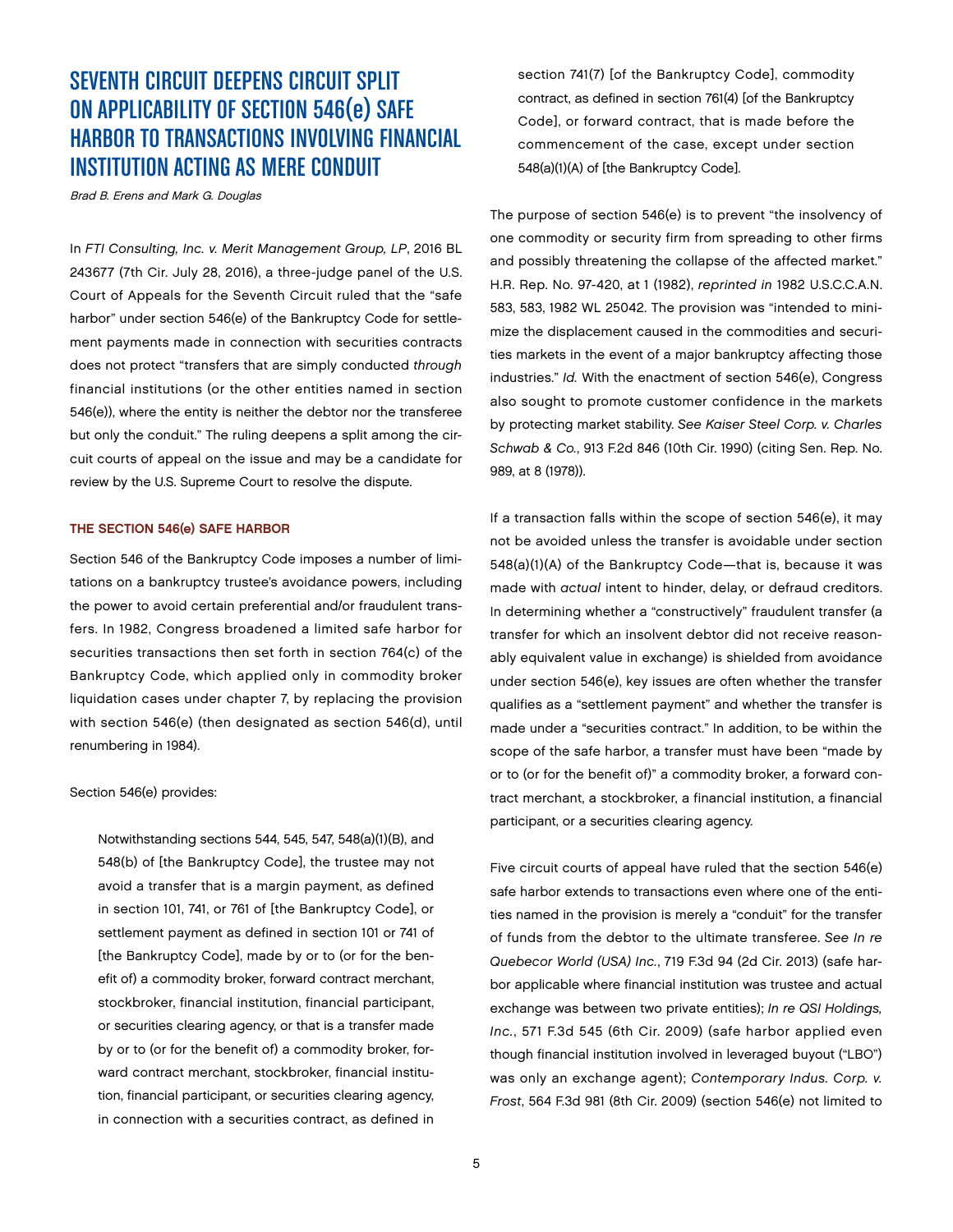# SEVENTH CIRCUIT DEEPENS CIRCUIT SPLIT ON APPLICABILITY OF SECTION 546(e) SAFE HARBOR TO TRANSACTIONS INVOLVING FINANCIAL INSTITUTION ACTING AS MERE CONDUIT

*Brad B. Erens and Mark G. Douglas*

In *FTI Consulting, Inc. v. Merit Management Group, LP*, 2016 BL 243677 (7th Cir. July 28, 2016), a three-judge panel of the U.S. Court of Appeals for the Seventh Circuit ruled that the "safe harbor" under section 546(e) of the Bankruptcy Code for settlement payments made in connection with securities contracts does not protect "transfers that are simply conducted *through* financial institutions (or the other entities named in section 546(e)), where the entity is neither the debtor nor the transferee but only the conduit." The ruling deepens a split among the circuit courts of appeal on the issue and may be a candidate for review by the U.S. Supreme Court to resolve the dispute.

## THE SECTION 546(e) SAFE HARBOR

Section 546 of the Bankruptcy Code imposes a number of limitations on a bankruptcy trustee's avoidance powers, including the power to avoid certain preferential and/or fraudulent transfers. In 1982, Congress broadened a limited safe harbor for securities transactions then set forth in section 764(c) of the Bankruptcy Code, which applied only in commodity broker liquidation cases under chapter 7, by replacing the provision with section 546(e) (then designated as section 546(d), until renumbering in 1984).

Section 546(e) provides:

> Notwithstanding sections 544, 545, 547, 548(a)(1)(B), and 548(b) of [the Bankruptcy Code], the trustee may not avoid a transfer that is a margin payment, as defined in section 101, 741, or 761 of [the Bankruptcy Code], or settlement payment as defined in section 101 or 741 of [the Bankruptcy Code], made by or to (or for the benefit of) a commodity broker, forward contract merchant, stockbroker, financial institution, financial participant, or securities clearing agency, or that is a transfer made by or to (or for the benefit of) a commodity broker, forward contract merchant, stockbroker, financial institution, financial participant, or securities clearing agency, in connection with a securities contract, as defined in section 741(7) [of the Bankruptcy Code], commodity contract, as defined in section 761(4) [of the Bankruptcy Code], or forward contract, that is made before the commencement of the case, except under section 548(a)(1)(A) of [the Bankruptcy Code].

The purpose of section 546(e) is to prevent "the insolvency of one commodity or security firm from spreading to other firms and possibly threatening the collapse of the affected market." H.R. Rep. No. 97-420, at 1 (1982), *reprinted in* 1982 U.S.C.C.A.N. 583, 583, 1982 WL 25042. The provision was "intended to minimize the displacement caused in the commodities and securities markets in the event of a major bankruptcy affecting those industries." *Id.* With the enactment of section 546(e), Congress also sought to promote customer confidence in the markets by protecting market stability. *See Kaiser Steel Corp. v. Charles Schwab & Co.*, 913 F.2d 846 (10th Cir. 1990) (citing Sen. Rep. No. 989, at 8 (1978)).

If a transaction falls within the scope of section 546(e), it may not be avoided unless the transfer is avoidable under section 548(a)(1)(A) of the Bankruptcy Code—that is, because it was made with *actual* intent to hinder, delay, or defraud creditors. In determining whether a "constructively" fraudulent transfer (a transfer for which an insolvent debtor did not receive reasonably equivalent value in exchange) is shielded from avoidance under section 546(e), key issues are often whether the transfer qualifies as a "settlement payment" and whether the transfer is made under a "securities contract." In addition, to be within the scope of the safe harbor, a transfer must have been "made by or to (or for the benefit of)" a commodity broker, a forward contract merchant, a stockbroker, a financial institution, a financial participant, or a securities clearing agency.

Five circuit courts of appeal have ruled that the section 546(e) safe harbor extends to transactions even where one of the entities named in the provision is merely a "conduit" for the transfer of funds from the debtor to the ultimate transferee. *See In re Quebecor World (USA) Inc.*, 719 F.3d 94 (2d Cir. 2013) (safe harbor applicable where financial institution was trustee and actual exchange was between two private entities); *In re QSI Holdings, Inc.*, 571 F.3d 545 (6th Cir. 2009) (safe harbor applied even though financial institution involved in leveraged buyout ("LBO") was only an exchange agent); *Contemporary Indus. Corp. v. Frost*, 564 F.3d 981 (8th Cir. 2009) (section 546(e) not limited to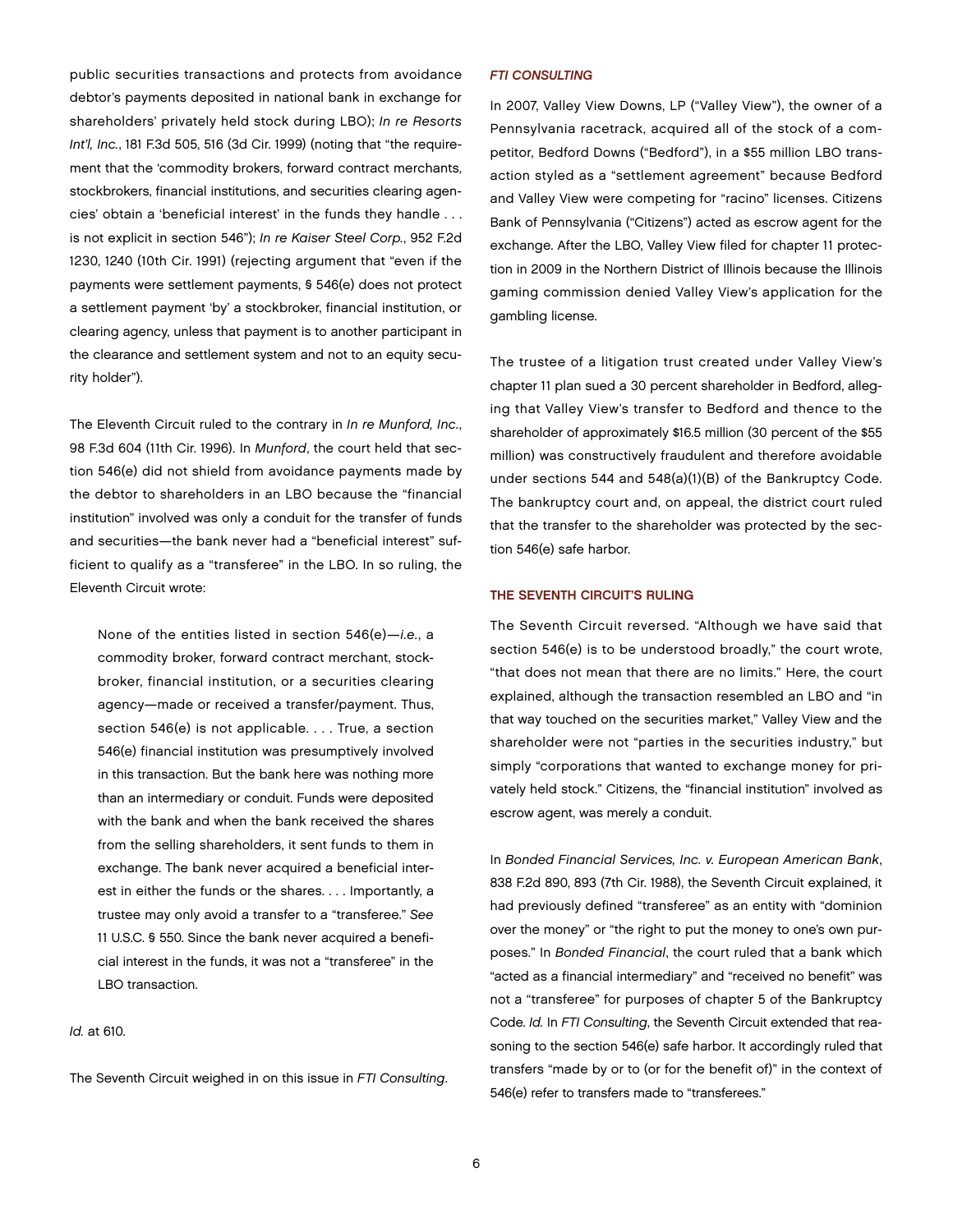public securities transactions and protects from avoidance debtor's payments deposited in national bank in exchange for shareholders' privately held stock during LBO); *In re Resorts Int'l, Inc.*, 181 F.3d 505, 516 (3d Cir. 1999) (noting that "the requirement that the 'commodity brokers, forward contract merchants, stockbrokers, financial institutions, and securities clearing agencies' obtain a 'beneficial interest' in the funds they handle . . . is not explicit in section 546"); *In re Kaiser Steel Corp.*, 952 F.2d 1230, 1240 (10th Cir. 1991) (rejecting argument that "even if the payments were settlement payments, § 546(e) does not protect a settlement payment 'by' a stockbroker, financial institution, or clearing agency, unless that payment is to another participant in the clearance and settlement system and not to an equity security holder").

The Eleventh Circuit ruled to the contrary in *In re Munford, Inc.*, 98 F.3d 604 (11th Cir. 1996). In *Munford*, the court held that section 546(e) did not shield from avoidance payments made by the debtor to shareholders in an LBO because the "financial institution" involved was only a conduit for the transfer of funds and securities—the bank never had a "beneficial interest" sufficient to qualify as a "transferee" in the LBO. In so ruling, the Eleventh Circuit wrote:

> None of the entities listed in section 546(e)—*i.e.*, a commodity broker, forward contract merchant, stockbroker, financial institution, or a securities clearing agency—made or received a transfer/payment. Thus, section 546(e) is not applicable. . . . True, a section 546(e) financial institution was presumptively involved in this transaction. But the bank here was nothing more than an intermediary or conduit. Funds were deposited with the bank and when the bank received the shares from the selling shareholders, it sent funds to them in exchange. The bank never acquired a beneficial interest in either the funds or the shares. . . . Importantly, a trustee may only avoid a transfer to a "transferee." *See* 11 U.S.C. § 550. Since the bank never acquired a beneficial interest in the funds, it was not a "transferee" in the LBO transaction.

*Id.* at 610.

The Seventh Circuit weighed in on this issue in *FTI Consulting*.

### *FTI CONSULTING*

In 2007, Valley View Downs, LP ("Valley View"), the owner of a Pennsylvania racetrack, acquired all of the stock of a competitor, Bedford Downs ("Bedford"), in a $55 million LBO transaction styled as a "settlement agreement" because Bedford and Valley View were competing for "racino" licenses. Citizens Bank of Pennsylvania ("Citizens") acted as escrow agent for the exchange. After the LBO, Valley View filed for chapter 11 protection in 2009 in the Northern District of Illinois because the Illinois gaming commission denied Valley View's application for the gambling license.

The trustee of a litigation trust created under Valley View's chapter 11 plan sued a 30 percent shareholder in Bedford, alleging that Valley View's transfer to Bedford and thence to the shareholder of approximately $16.5 million (30 percent of the $55 million) was constructively fraudulent and therefore avoidable under sections 544 and 548(a)(1)(B) of the Bankruptcy Code. The bankruptcy court and, on appeal, the district court ruled that the transfer to the shareholder was protected by the section 546(e) safe harbor.

### THE SEVENTH CIRCUIT'S RULING

The Seventh Circuit reversed. "Although we have said that section 546(e) is to be understood broadly," the court wrote, "that does not mean that there are no limits." Here, the court explained, although the transaction resembled an LBO and "in that way touched on the securities market," Valley View and the shareholder were not "parties in the securities industry," but simply "corporations that wanted to exchange money for privately held stock." Citizens, the "financial institution" involved as escrow agent, was merely a conduit.

In *Bonded Financial Services, Inc. v. European American Bank*, 838 F.2d 890, 893 (7th Cir. 1988), the Seventh Circuit explained, it had previously defined "transferee" as an entity with "dominion over the money" or "the right to put the money to one's own purposes." In *Bonded Financial*, the court ruled that a bank which "acted as a financial intermediary" and "received no benefit" was not a "transferee" for purposes of chapter 5 of the Bankruptcy Code. *Id.* In *FTI Consulting*, the Seventh Circuit extended that reasoning to the section 546(e) safe harbor. It accordingly ruled that transfers "made by or to (or for the benefit of)" in the context of 546(e) refer to transfers made to "transferees."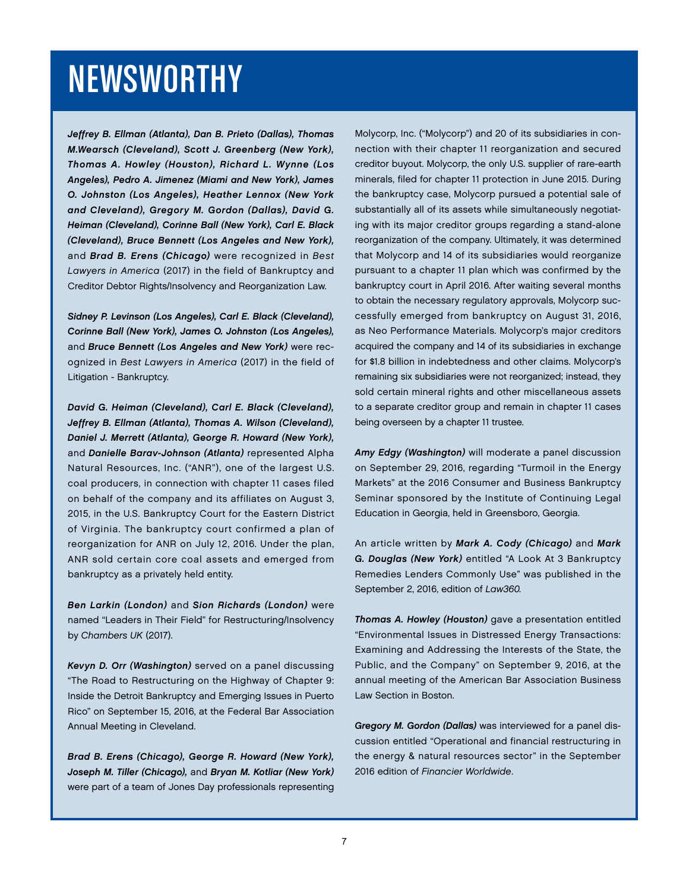# NEWSWORTHY

***Jeffrey B. Ellman (Atlanta), Dan B. Prieto (Dallas), Thomas M.Wearsch (Cleveland), Scott J. Greenberg (New York), Thomas A. Howley (Houston), Richard L. Wynne (Los Angeles), Pedro A. Jimenez (Miami and New York), James O. Johnston (Los Angeles), Heather Lennox (New York and Cleveland), Gregory M. Gordon (Dallas), David G. Heiman (Cleveland), Corinne Ball (New York), Carl E. Black (Cleveland), Bruce Bennett (Los Angeles and New York),*** and ***Brad B. Erens (Chicago)*** were recognized in *Best Lawyers in America* (2017) in the field of Bankruptcy and Creditor Debtor Rights/Insolvency and Reorganization Law.

***Sidney P. Levinson (Los Angeles), Carl E. Black (Cleveland), Corinne Ball (New York), James O. Johnston (Los Angeles),*** and ***Bruce Bennett (Los Angeles and New York)*** were recognized in *Best Lawyers in America* (2017) in the field of Litigation - Bankruptcy.

***David G. Heiman (Cleveland), Carl E. Black (Cleveland), Jeffrey B. Ellman (Atlanta), Thomas A. Wilson (Cleveland), Daniel J. Merrett (Atlanta), George R. Howard (New York),*** and ***Danielle Barav-Johnson (Atlanta)*** represented Alpha Natural Resources, Inc. ("ANR"), one of the largest U.S. coal producers, in connection with chapter 11 cases filed on behalf of the company and its affiliates on August 3, 2015, in the U.S. Bankruptcy Court for the Eastern District of Virginia. The bankruptcy court confirmed a plan of reorganization for ANR on July 12, 2016. Under the plan, ANR sold certain core coal assets and emerged from bankruptcy as a privately held entity.

***Ben Larkin (London)*** and ***Sion Richards (London)*** were named "Leaders in Their Field" for Restructuring/Insolvency by *Chambers UK* (2017).

***Kevyn D. Orr (Washington)*** served on a panel discussing "The Road to Restructuring on the Highway of Chapter 9: Inside the Detroit Bankruptcy and Emerging Issues in Puerto Rico" on September 15, 2016, at the Federal Bar Association Annual Meeting in Cleveland.

***Brad B. Erens (Chicago), George R. Howard (New York), Joseph M. Tiller (Chicago),*** and ***Bryan M. Kotliar (New York)*** were part of a team of Jones Day professionals representing Molycorp, Inc. ("Molycorp") and 20 of its subsidiaries in connection with their chapter 11 reorganization and secured creditor buyout. Molycorp, the only U.S. supplier of rare-earth minerals, filed for chapter 11 protection in June 2015. During the bankruptcy case, Molycorp pursued a potential sale of substantially all of its assets while simultaneously negotiating with its major creditor groups regarding a stand-alone reorganization of the company. Ultimately, it was determined that Molycorp and 14 of its subsidiaries would reorganize pursuant to a chapter 11 plan which was confirmed by the bankruptcy court in April 2016. After waiting several months to obtain the necessary regulatory approvals, Molycorp successfully emerged from bankruptcy on August 31, 2016, as Neo Performance Materials. Molycorp's major creditors acquired the company and 14 of its subsidiaries in exchange for $1.8 billion in indebtedness and other claims. Molycorp's remaining six subsidiaries were not reorganized; instead, they sold certain mineral rights and other miscellaneous assets to a separate creditor group and remain in chapter 11 cases being overseen by a chapter 11 trustee.

***Amy Edgy (Washington)*** will moderate a panel discussion on September 29, 2016, regarding "Turmoil in the Energy Markets" at the 2016 Consumer and Business Bankruptcy Seminar sponsored by the Institute of Continuing Legal Education in Georgia, held in Greensboro, Georgia.

An article written by ***Mark A. Cody (Chicago)*** and ***Mark G. Douglas (New York)*** entitled "A Look At 3 Bankruptcy Remedies Lenders Commonly Use" was published in the September 2, 2016, edition of *Law360.*

***Thomas A. Howley (Houston)*** gave a presentation entitled "Environmental Issues in Distressed Energy Transactions: Examining and Addressing the Interests of the State, the Public, and the Company" on September 9, 2016, at the annual meeting of the American Bar Association Business Law Section in Boston.

***Gregory M. Gordon (Dallas)*** was interviewed for a panel discussion entitled "Operational and financial restructuring in the energy & natural resources sector" in the September 2016 edition of *Financier Worldwide*.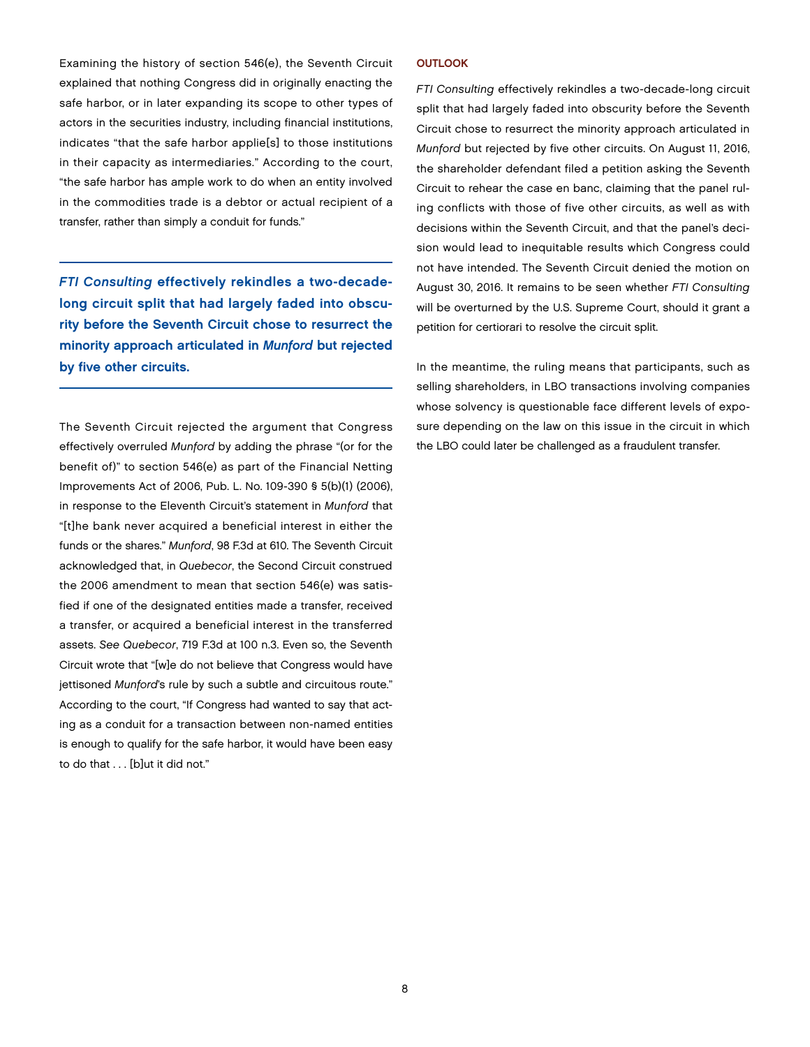Examining the history of section 546(e), the Seventh Circuit explained that nothing Congress did in originally enacting the safe harbor, or in later expanding its scope to other types of actors in the securities industry, including financial institutions, indicates "that the safe harbor applie[s] to those institutions in their capacity as intermediaries." According to the court, "the safe harbor has ample work to do when an entity involved in the commodities trade is a debtor or actual recipient of a transfer, rather than simply a conduit for funds."

> ***FTI Consulting*** **effectively rekindles a two-decade-long circuit split that had largely faded into obscurity before the Seventh Circuit chose to resurrect the minority approach articulated in** ***Munford*** **but rejected by five other circuits.**

The Seventh Circuit rejected the argument that Congress effectively overruled *Munford* by adding the phrase "(or for the benefit of)" to section 546(e) as part of the Financial Netting Improvements Act of 2006, Pub. L. No. 109-390 § 5(b)(1) (2006), in response to the Eleventh Circuit's statement in *Munford* that "[t]he bank never acquired a beneficial interest in either the funds or the shares." *Munford*, 98 F.3d at 610. The Seventh Circuit acknowledged that, in *Quebecor*, the Second Circuit construed the 2006 amendment to mean that section 546(e) was satisfied if one of the designated entities made a transfer, received a transfer, or acquired a beneficial interest in the transferred assets. *See Quebecor*, 719 F.3d at 100 n.3. Even so, the Seventh Circuit wrote that "[w]e do not believe that Congress would have jettisoned *Munford*'s rule by such a subtle and circuitous route." According to the court, "If Congress had wanted to say that acting as a conduit for a transaction between non-named entities is enough to qualify for the safe harbor, it would have been easy to do that . . . [b]ut it did not."

## OUTLOOK

*FTI Consulting* effectively rekindles a two-decade-long circuit split that had largely faded into obscurity before the Seventh Circuit chose to resurrect the minority approach articulated in *Munford* but rejected by five other circuits. On August 11, 2016, the shareholder defendant filed a petition asking the Seventh Circuit to rehear the case en banc, claiming that the panel ruling conflicts with those of five other circuits, as well as with decisions within the Seventh Circuit, and that the panel's decision would lead to inequitable results which Congress could not have intended. The Seventh Circuit denied the motion on August 30, 2016. It remains to be seen whether *FTI Consulting* will be overturned by the U.S. Supreme Court, should it grant a petition for certiorari to resolve the circuit split.

In the meantime, the ruling means that participants, such as selling shareholders, in LBO transactions involving companies whose solvency is questionable face different levels of exposure depending on the law on this issue in the circuit in which the LBO could later be challenged as a fraudulent transfer.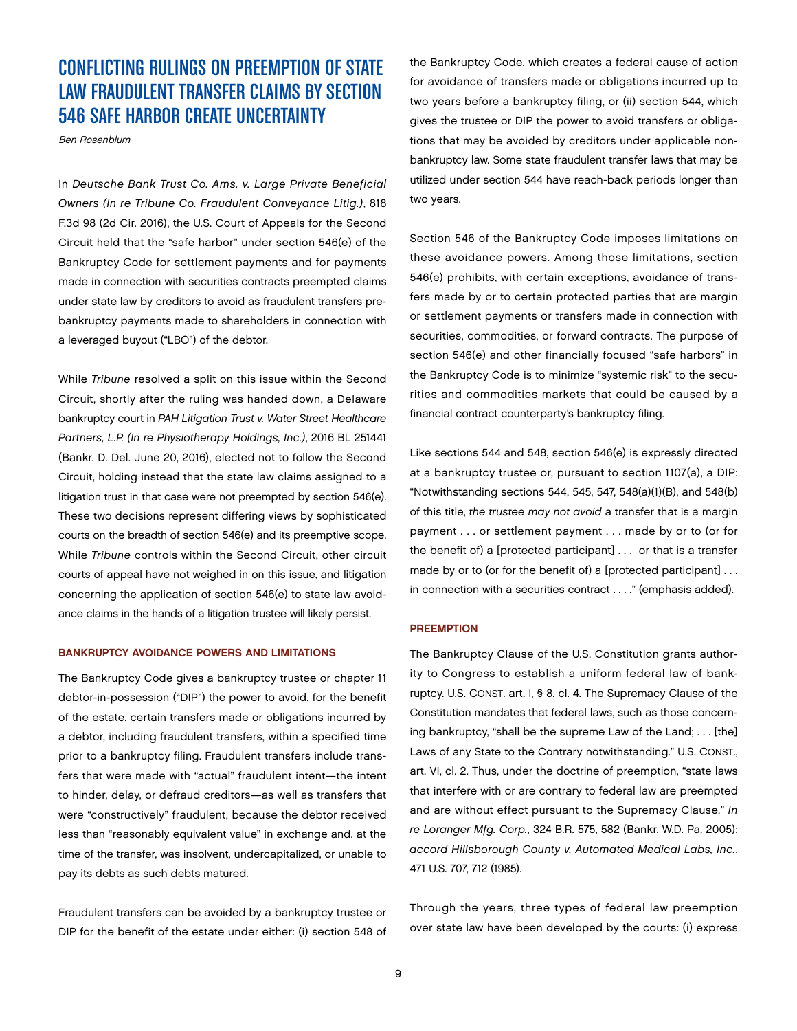# CONFLICTING RULINGS ON PREEMPTION OF STATE LAW FRAUDULENT TRANSFER CLAIMS BY SECTION 546 SAFE HARBOR CREATE UNCERTAINTY

*Ben Rosenblum*

In *Deutsche Bank Trust Co. Ams. v. Large Private Beneficial Owners (In re Tribune Co. Fraudulent Conveyance Litig.)*, 818 F.3d 98 (2d Cir. 2016), the U.S. Court of Appeals for the Second Circuit held that the "safe harbor" under section 546(e) of the Bankruptcy Code for settlement payments and for payments made in connection with securities contracts preempted claims under state law by creditors to avoid as fraudulent transfers pre-bankruptcy payments made to shareholders in connection with a leveraged buyout ("LBO") of the debtor.

While *Tribune* resolved a split on this issue within the Second Circuit, shortly after the ruling was handed down, a Delaware bankruptcy court in *PAH Litigation Trust v. Water Street Healthcare Partners, L.P. (In re Physiotherapy Holdings, Inc.)*, 2016 BL 251441 (Bankr. D. Del. June 20, 2016), elected not to follow the Second Circuit, holding instead that the state law claims assigned to a litigation trust in that case were not preempted by section 546(e). These two decisions represent differing views by sophisticated courts on the breadth of section 546(e) and its preemptive scope. While *Tribune* controls within the Second Circuit, other circuit courts of appeal have not weighed in on this issue, and litigation concerning the application of section 546(e) to state law avoidance claims in the hands of a litigation trustee will likely persist.

## BANKRUPTCY AVOIDANCE POWERS AND LIMITATIONS

The Bankruptcy Code gives a bankruptcy trustee or chapter 11 debtor-in-possession ("DIP") the power to avoid, for the benefit of the estate, certain transfers made or obligations incurred by a debtor, including fraudulent transfers, within a specified time prior to a bankruptcy filing. Fraudulent transfers include transfers that were made with "actual" fraudulent intent—the intent to hinder, delay, or defraud creditors—as well as transfers that were "constructively" fraudulent, because the debtor received less than "reasonably equivalent value" in exchange and, at the time of the transfer, was insolvent, undercapitalized, or unable to pay its debts as such debts matured.

Fraudulent transfers can be avoided by a bankruptcy trustee or DIP for the benefit of the estate under either: (i) section 548 of the Bankruptcy Code, which creates a federal cause of action for avoidance of transfers made or obligations incurred up to two years before a bankruptcy filing, or (ii) section 544, which gives the trustee or DIP the power to avoid transfers or obligations that may be avoided by creditors under applicable non-bankruptcy law. Some state fraudulent transfer laws that may be utilized under section 544 have reach-back periods longer than two years.

Section 546 of the Bankruptcy Code imposes limitations on these avoidance powers. Among those limitations, section 546(e) prohibits, with certain exceptions, avoidance of transfers made by or to certain protected parties that are margin or settlement payments or transfers made in connection with securities, commodities, or forward contracts. The purpose of section 546(e) and other financially focused "safe harbors" in the Bankruptcy Code is to minimize "systemic risk" to the securities and commodities markets that could be caused by a financial contract counterparty's bankruptcy filing.

Like sections 544 and 548, section 546(e) is expressly directed at a bankruptcy trustee or, pursuant to section 1107(a), a DIP: "Notwithstanding sections 544, 545, 547, 548(a)(1)(B), and 548(b) of this title, *the trustee may not avoid* a transfer that is a margin payment . . . or settlement payment . . . made by or to (or for the benefit of) a [protected participant] . . . or that is a transfer made by or to (or for the benefit of) a [protected participant] . . . in connection with a securities contract . . . ." (emphasis added).

## PREEMPTION

The Bankruptcy Clause of the U.S. Constitution grants authority to Congress to establish a uniform federal law of bankruptcy. U.S. CONST. art. I, § 8, cl. 4. The Supremacy Clause of the Constitution mandates that federal laws, such as those concerning bankruptcy, "shall be the supreme Law of the Land; . . . [the] Laws of any State to the Contrary notwithstanding." U.S. CONST., art. VI, cl. 2. Thus, under the doctrine of preemption, "state laws that interfere with or are contrary to federal law are preempted and are without effect pursuant to the Supremacy Clause." *In re Loranger Mfg. Corp.*, 324 B.R. 575, 582 (Bankr. W.D. Pa. 2005); *accord Hillsborough County v. Automated Medical Labs, Inc.*, 471 U.S. 707, 712 (1985).

Through the years, three types of federal law preemption over state law have been developed by the courts: (i) express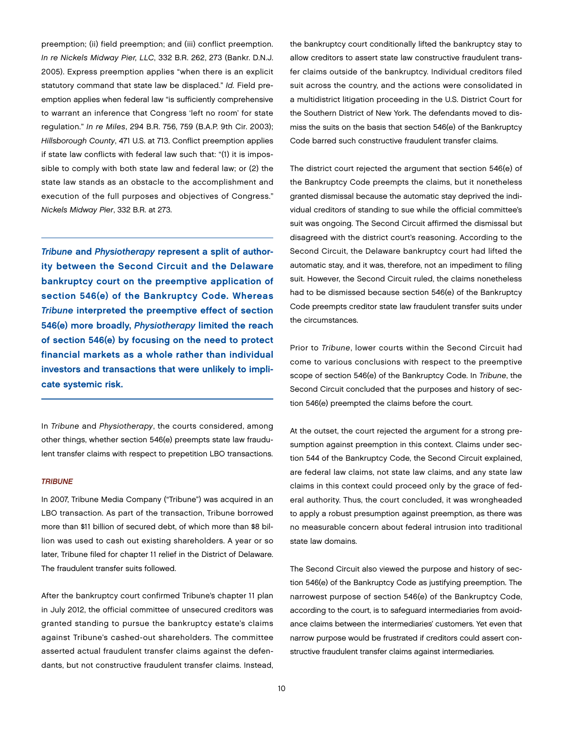preemption; (ii) field preemption; and (iii) conflict preemption. *In re Nickels Midway Pier, LLC*, 332 B.R. 262, 273 (Bankr. D.N.J. 2005). Express preemption applies "when there is an explicit statutory command that state law be displaced." *Id.* Field preemption applies when federal law "is sufficiently comprehensive to warrant an inference that Congress 'left no room' for state regulation." *In re Miles*, 294 B.R. 756, 759 (B.A.P. 9th Cir. 2003); *Hillsborough County*, 471 U.S. at 713. Conflict preemption applies if state law conflicts with federal law such that: "(1) it is impossible to comply with both state law and federal law; or (2) the state law stands as an obstacle to the accomplishment and execution of the full purposes and objectives of Congress." *Nickels Midway Pier*, 332 B.R. at 273.

> ***Tribune* and *Physiotherapy* represent a split of authority between the Second Circuit and the Delaware bankruptcy court on the preemptive application of section 546(e) of the Bankruptcy Code. Whereas *Tribune* interpreted the preemptive effect of section 546(e) more broadly, *Physiotherapy* limited the reach of section 546(e) by focusing on the need to protect financial markets as a whole rather than individual investors and transactions that were unlikely to implicate systemic risk.**

In *Tribune* and *Physiotherapy*, the courts considered, among other things, whether section 546(e) preempts state law fraudulent transfer claims with respect to prepetition LBO transactions.

### *TRIBUNE*

In 2007, Tribune Media Company ("Tribune") was acquired in an LBO transaction. As part of the transaction, Tribune borrowed more than $11 billion of secured debt, of which more than $8 billion was used to cash out existing shareholders. A year or so later, Tribune filed for chapter 11 relief in the District of Delaware. The fraudulent transfer suits followed.

After the bankruptcy court confirmed Tribune's chapter 11 plan in July 2012, the official committee of unsecured creditors was granted standing to pursue the bankruptcy estate's claims against Tribune's cashed-out shareholders. The committee asserted actual fraudulent transfer claims against the defendants, but not constructive fraudulent transfer claims. Instead, the bankruptcy court conditionally lifted the bankruptcy stay to allow creditors to assert state law constructive fraudulent transfer claims outside of the bankruptcy. Individual creditors filed suit across the country, and the actions were consolidated in a multidistrict litigation proceeding in the U.S. District Court for the Southern District of New York. The defendants moved to dismiss the suits on the basis that section 546(e) of the Bankruptcy Code barred such constructive fraudulent transfer claims.

The district court rejected the argument that section 546(e) of the Bankruptcy Code preempts the claims, but it nonetheless granted dismissal because the automatic stay deprived the individual creditors of standing to sue while the official committee's suit was ongoing. The Second Circuit affirmed the dismissal but disagreed with the district court's reasoning. According to the Second Circuit, the Delaware bankruptcy court had lifted the automatic stay, and it was, therefore, not an impediment to filing suit. However, the Second Circuit ruled, the claims nonetheless had to be dismissed because section 546(e) of the Bankruptcy Code preempts creditor state law fraudulent transfer suits under the circumstances.

Prior to *Tribune*, lower courts within the Second Circuit had come to various conclusions with respect to the preemptive scope of section 546(e) of the Bankruptcy Code. In *Tribune*, the Second Circuit concluded that the purposes and history of section 546(e) preempted the claims before the court.

At the outset, the court rejected the argument for a strong presumption against preemption in this context. Claims under section 544 of the Bankruptcy Code, the Second Circuit explained, are federal law claims, not state law claims, and any state law claims in this context could proceed only by the grace of federal authority. Thus, the court concluded, it was wrongheaded to apply a robust presumption against preemption, as there was no measurable concern about federal intrusion into traditional state law domains.

The Second Circuit also viewed the purpose and history of section 546(e) of the Bankruptcy Code as justifying preemption. The narrowest purpose of section 546(e) of the Bankruptcy Code, according to the court, is to safeguard intermediaries from avoidance claims between the intermediaries' customers. Yet even that narrow purpose would be frustrated if creditors could assert constructive fraudulent transfer claims against intermediaries.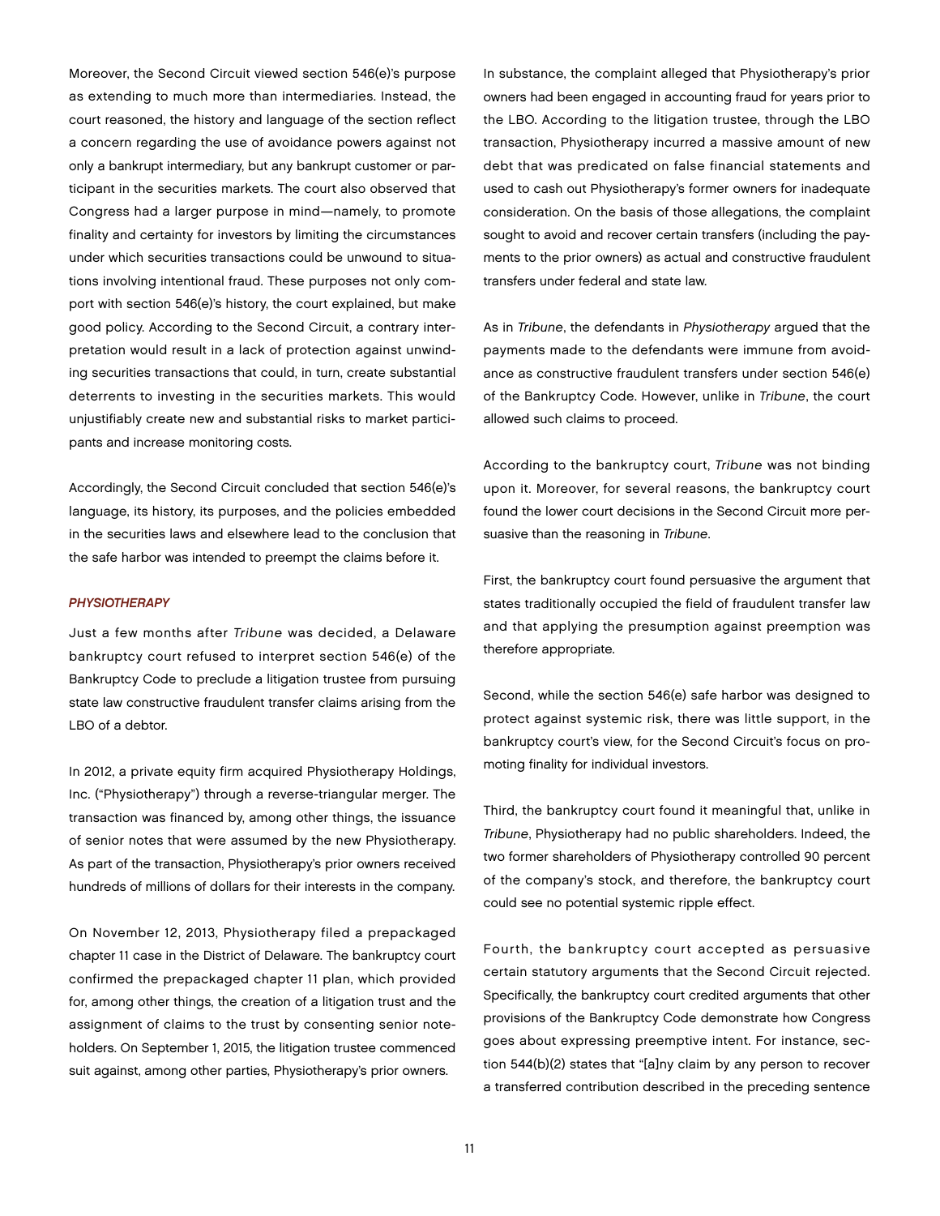Moreover, the Second Circuit viewed section 546(e)'s purpose as extending to much more than intermediaries. Instead, the court reasoned, the history and language of the section reflect a concern regarding the use of avoidance powers against not only a bankrupt intermediary, but any bankrupt customer or participant in the securities markets. The court also observed that Congress had a larger purpose in mind—namely, to promote finality and certainty for investors by limiting the circumstances under which securities transactions could be unwound to situations involving intentional fraud. These purposes not only comport with section 546(e)'s history, the court explained, but make good policy. According to the Second Circuit, a contrary interpretation would result in a lack of protection against unwinding securities transactions that could, in turn, create substantial deterrents to investing in the securities markets. This would unjustifiably create new and substantial risks to market participants and increase monitoring costs.

Accordingly, the Second Circuit concluded that section 546(e)'s language, its history, its purposes, and the policies embedded in the securities laws and elsewhere lead to the conclusion that the safe harbor was intended to preempt the claims before it.

### *PHYSIOTHERAPY*

Just a few months after *Tribune* was decided, a Delaware bankruptcy court refused to interpret section 546(e) of the Bankruptcy Code to preclude a litigation trustee from pursuing state law constructive fraudulent transfer claims arising from the LBO of a debtor.

In 2012, a private equity firm acquired Physiotherapy Holdings, Inc. ("Physiotherapy") through a reverse-triangular merger. The transaction was financed by, among other things, the issuance of senior notes that were assumed by the new Physiotherapy. As part of the transaction, Physiotherapy's prior owners received hundreds of millions of dollars for their interests in the company.

On November 12, 2013, Physiotherapy filed a prepackaged chapter 11 case in the District of Delaware. The bankruptcy court confirmed the prepackaged chapter 11 plan, which provided for, among other things, the creation of a litigation trust and the assignment of claims to the trust by consenting senior noteholders. On September 1, 2015, the litigation trustee commenced suit against, among other parties, Physiotherapy's prior owners.

In substance, the complaint alleged that Physiotherapy's prior owners had been engaged in accounting fraud for years prior to the LBO. According to the litigation trustee, through the LBO transaction, Physiotherapy incurred a massive amount of new debt that was predicated on false financial statements and used to cash out Physiotherapy's former owners for inadequate consideration. On the basis of those allegations, the complaint sought to avoid and recover certain transfers (including the payments to the prior owners) as actual and constructive fraudulent transfers under federal and state law.

As in *Tribune*, the defendants in *Physiotherapy* argued that the payments made to the defendants were immune from avoidance as constructive fraudulent transfers under section 546(e) of the Bankruptcy Code. However, unlike in *Tribune*, the court allowed such claims to proceed.

According to the bankruptcy court, *Tribune* was not binding upon it. Moreover, for several reasons, the bankruptcy court found the lower court decisions in the Second Circuit more persuasive than the reasoning in *Tribune*.

First, the bankruptcy court found persuasive the argument that states traditionally occupied the field of fraudulent transfer law and that applying the presumption against preemption was therefore appropriate.

Second, while the section 546(e) safe harbor was designed to protect against systemic risk, there was little support, in the bankruptcy court's view, for the Second Circuit's focus on promoting finality for individual investors.

Third, the bankruptcy court found it meaningful that, unlike in *Tribune*, Physiotherapy had no public shareholders. Indeed, the two former shareholders of Physiotherapy controlled 90 percent of the company's stock, and therefore, the bankruptcy court could see no potential systemic ripple effect.

Fourth, the bankruptcy court accepted as persuasive certain statutory arguments that the Second Circuit rejected. Specifically, the bankruptcy court credited arguments that other provisions of the Bankruptcy Code demonstrate how Congress goes about expressing preemptive intent. For instance, section 544(b)(2) states that "[a]ny claim by any person to recover a transferred contribution described in the preceding sentence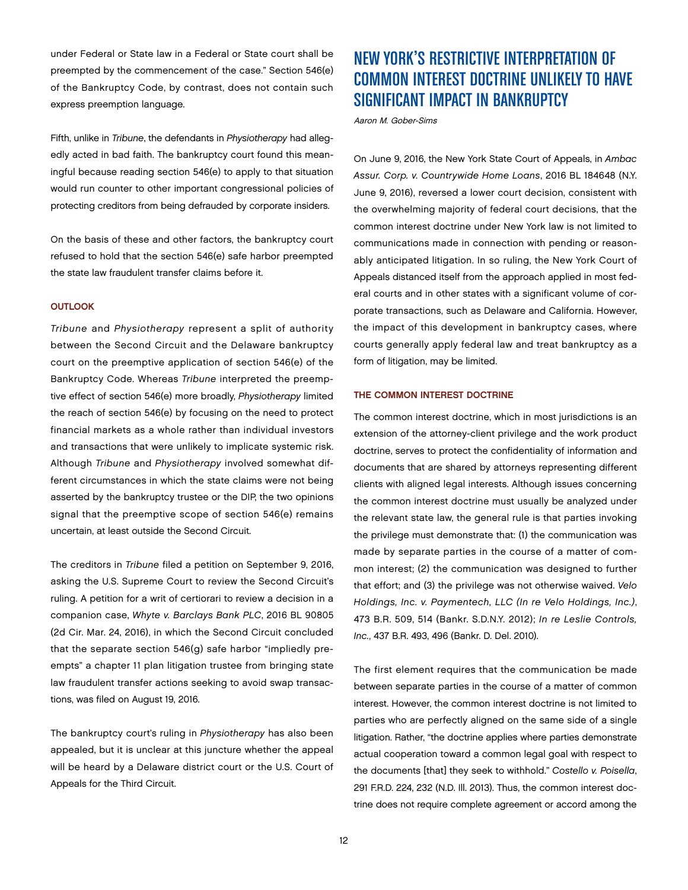under Federal or State law in a Federal or State court shall be preempted by the commencement of the case." Section 546(e) of the Bankruptcy Code, by contrast, does not contain such express preemption language.

Fifth, unlike in *Tribune*, the defendants in *Physiotherapy* had allegedly acted in bad faith. The bankruptcy court found this meaningful because reading section 546(e) to apply to that situation would run counter to other important congressional policies of protecting creditors from being defrauded by corporate insiders.

On the basis of these and other factors, the bankruptcy court refused to hold that the section 546(e) safe harbor preempted the state law fraudulent transfer claims before it.

### OUTLOOK

*Tribune* and *Physiotherapy* represent a split of authority between the Second Circuit and the Delaware bankruptcy court on the preemptive application of section 546(e) of the Bankruptcy Code. Whereas *Tribune* interpreted the preemptive effect of section 546(e) more broadly, *Physiotherapy* limited the reach of section 546(e) by focusing on the need to protect financial markets as a whole rather than individual investors and transactions that were unlikely to implicate systemic risk. Although *Tribune* and *Physiotherapy* involved somewhat different circumstances in which the state claims were not being asserted by the bankruptcy trustee or the DIP, the two opinions signal that the preemptive scope of section 546(e) remains uncertain, at least outside the Second Circuit.

The creditors in *Tribune* filed a petition on September 9, 2016, asking the U.S. Supreme Court to review the Second Circuit's ruling. A petition for a writ of certiorari to review a decision in a companion case, *Whyte v. Barclays Bank PLC*, 2016 BL 90805 (2d Cir. Mar. 24, 2016), in which the Second Circuit concluded that the separate section 546(g) safe harbor "impliedly preempts" a chapter 11 plan litigation trustee from bringing state law fraudulent transfer actions seeking to avoid swap transactions, was filed on August 19, 2016.

The bankruptcy court's ruling in *Physiotherapy* has also been appealed, but it is unclear at this juncture whether the appeal will be heard by a Delaware district court or the U.S. Court of Appeals for the Third Circuit.

# NEW YORK'S RESTRICTIVE INTERPRETATION OF COMMON INTEREST DOCTRINE UNLIKELY TO HAVE SIGNIFICANT IMPACT IN BANKRUPTCY

*Aaron M. Gober-Sims*

On June 9, 2016, the New York State Court of Appeals, in *Ambac Assur. Corp. v. Countrywide Home Loans*, 2016 BL 184648 (N.Y. June 9, 2016), reversed a lower court decision, consistent with the overwhelming majority of federal court decisions, that the common interest doctrine under New York law is not limited to communications made in connection with pending or reasonably anticipated litigation. In so ruling, the New York Court of Appeals distanced itself from the approach applied in most federal courts and in other states with a significant volume of corporate transactions, such as Delaware and California. However, the impact of this development in bankruptcy cases, where courts generally apply federal law and treat bankruptcy as a form of litigation, may be limited.

### THE COMMON INTEREST DOCTRINE

The common interest doctrine, which in most jurisdictions is an extension of the attorney-client privilege and the work product doctrine, serves to protect the confidentiality of information and documents that are shared by attorneys representing different clients with aligned legal interests. Although issues concerning the common interest doctrine must usually be analyzed under the relevant state law, the general rule is that parties invoking the privilege must demonstrate that: (1) the communication was made by separate parties in the course of a matter of common interest; (2) the communication was designed to further that effort; and (3) the privilege was not otherwise waived. *Velo Holdings, Inc. v. Paymentech, LLC (In re Velo Holdings, Inc.)*, 473 B.R. 509, 514 (Bankr. S.D.N.Y. 2012); *In re Leslie Controls, Inc.*, 437 B.R. 493, 496 (Bankr. D. Del. 2010).

The first element requires that the communication be made between separate parties in the course of a matter of common interest. However, the common interest doctrine is not limited to parties who are perfectly aligned on the same side of a single litigation. Rather, "the doctrine applies where parties demonstrate actual cooperation toward a common legal goal with respect to the documents [that] they seek to withhold." *Costello v. Poisella*, 291 F.R.D. 224, 232 (N.D. Ill. 2013). Thus, the common interest doctrine does not require complete agreement or accord among the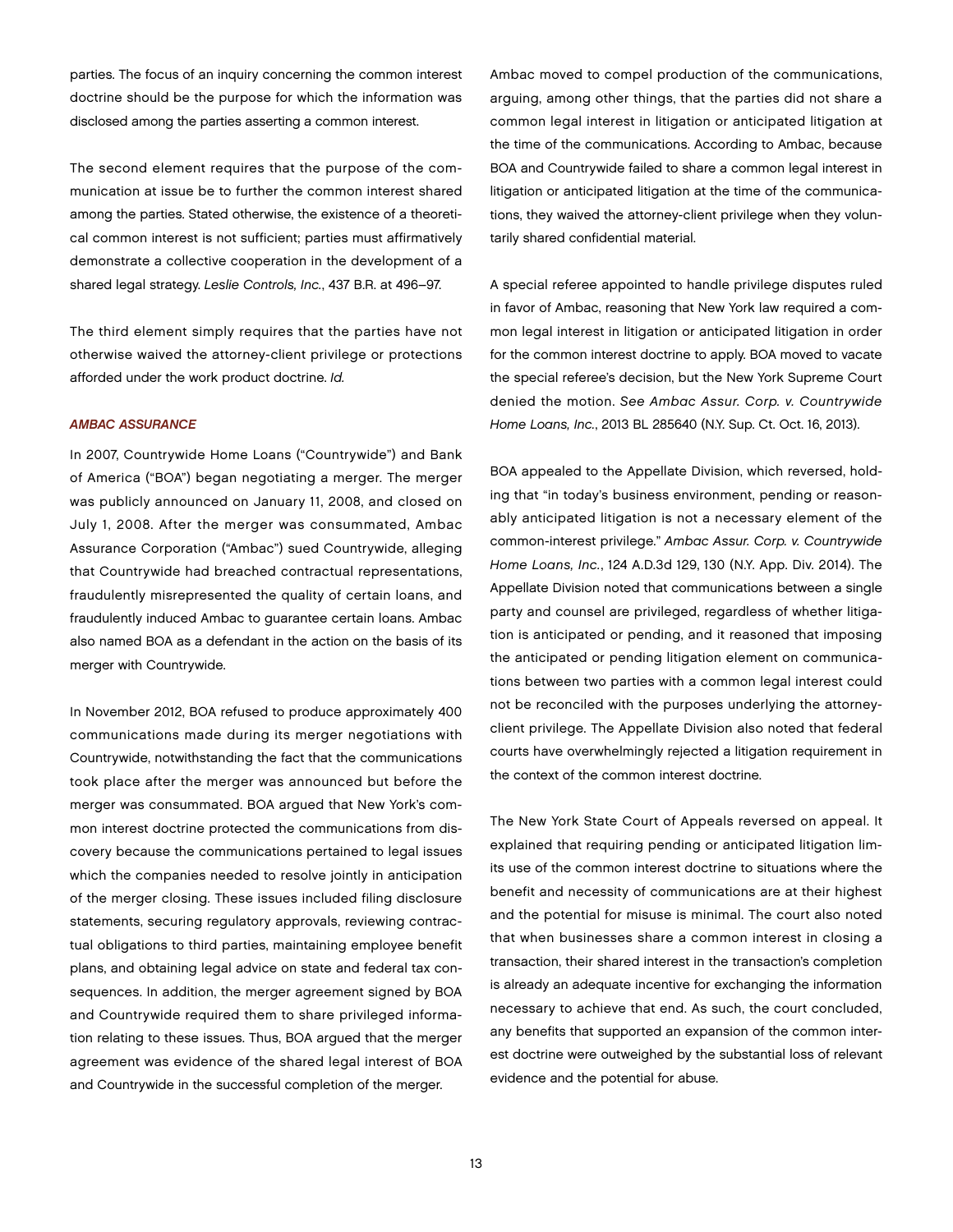parties. The focus of an inquiry concerning the common interest doctrine should be the purpose for which the information was disclosed among the parties asserting a common interest.

The second element requires that the purpose of the communication at issue be to further the common interest shared among the parties. Stated otherwise, the existence of a theoretical common interest is not sufficient; parties must affirmatively demonstrate a collective cooperation in the development of a shared legal strategy. *Leslie Controls, Inc.*, 437 B.R. at 496–97.

The third element simply requires that the parties have not otherwise waived the attorney-client privilege or protections afforded under the work product doctrine. *Id.*

### *AMBAC ASSURANCE*

In 2007, Countrywide Home Loans ("Countrywide") and Bank of America ("BOA") began negotiating a merger. The merger was publicly announced on January 11, 2008, and closed on July 1, 2008. After the merger was consummated, Ambac Assurance Corporation ("Ambac") sued Countrywide, alleging that Countrywide had breached contractual representations, fraudulently misrepresented the quality of certain loans, and fraudulently induced Ambac to guarantee certain loans. Ambac also named BOA as a defendant in the action on the basis of its merger with Countrywide.

In November 2012, BOA refused to produce approximately 400 communications made during its merger negotiations with Countrywide, notwithstanding the fact that the communications took place after the merger was announced but before the merger was consummated. BOA argued that New York's common interest doctrine protected the communications from discovery because the communications pertained to legal issues which the companies needed to resolve jointly in anticipation of the merger closing. These issues included filing disclosure statements, securing regulatory approvals, reviewing contractual obligations to third parties, maintaining employee benefit plans, and obtaining legal advice on state and federal tax consequences. In addition, the merger agreement signed by BOA and Countrywide required them to share privileged information relating to these issues. Thus, BOA argued that the merger agreement was evidence of the shared legal interest of BOA and Countrywide in the successful completion of the merger.

Ambac moved to compel production of the communications, arguing, among other things, that the parties did not share a common legal interest in litigation or anticipated litigation at the time of the communications. According to Ambac, because BOA and Countrywide failed to share a common legal interest in litigation or anticipated litigation at the time of the communications, they waived the attorney-client privilege when they voluntarily shared confidential material.

A special referee appointed to handle privilege disputes ruled in favor of Ambac, reasoning that New York law required a common legal interest in litigation or anticipated litigation in order for the common interest doctrine to apply. BOA moved to vacate the special referee's decision, but the New York Supreme Court denied the motion. *See Ambac Assur. Corp. v. Countrywide Home Loans, Inc.*, 2013 BL 285640 (N.Y. Sup. Ct. Oct. 16, 2013).

BOA appealed to the Appellate Division, which reversed, holding that "in today's business environment, pending or reasonably anticipated litigation is not a necessary element of the common-interest privilege." *Ambac Assur. Corp. v. Countrywide Home Loans, Inc.*, 124 A.D.3d 129, 130 (N.Y. App. Div. 2014). The Appellate Division noted that communications between a single party and counsel are privileged, regardless of whether litigation is anticipated or pending, and it reasoned that imposing the anticipated or pending litigation element on communications between two parties with a common legal interest could not be reconciled with the purposes underlying the attorney-client privilege. The Appellate Division also noted that federal courts have overwhelmingly rejected a litigation requirement in the context of the common interest doctrine.

The New York State Court of Appeals reversed on appeal. It explained that requiring pending or anticipated litigation limits use of the common interest doctrine to situations where the benefit and necessity of communications are at their highest and the potential for misuse is minimal. The court also noted that when businesses share a common interest in closing a transaction, their shared interest in the transaction's completion is already an adequate incentive for exchanging the information necessary to achieve that end. As such, the court concluded, any benefits that supported an expansion of the common interest doctrine were outweighed by the substantial loss of relevant evidence and the potential for abuse.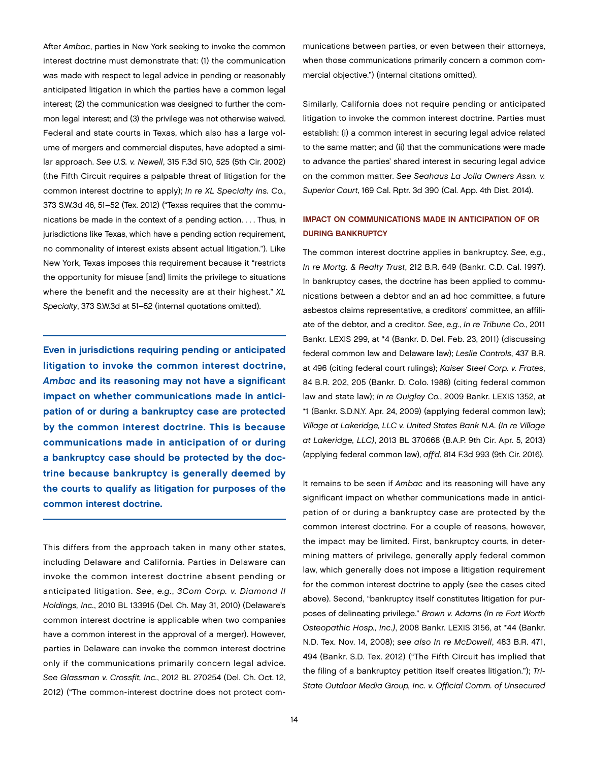After *Ambac*, parties in New York seeking to invoke the common interest doctrine must demonstrate that: (1) the communication was made with respect to legal advice in pending or reasonably anticipated litigation in which the parties have a common legal interest; (2) the communication was designed to further the common legal interest; and (3) the privilege was not otherwise waived. Federal and state courts in Texas, which also has a large volume of mergers and commercial disputes, have adopted a similar approach. *See U.S. v. Newell*, 315 F.3d 510, 525 (5th Cir. 2002) (the Fifth Circuit requires a palpable threat of litigation for the common interest doctrine to apply); *In re XL Specialty Ins. Co.*, 373 S.W.3d 46, 51–52 (Tex. 2012) ("Texas requires that the communications be made in the context of a pending action. . . . Thus, in jurisdictions like Texas, which have a pending action requirement, no commonality of interest exists absent actual litigation."). Like New York, Texas imposes this requirement because it "restricts the opportunity for misuse [and] limits the privilege to situations where the benefit and the necessity are at their highest." *XL Specialty*, 373 S.W.3d at 51–52 (internal quotations omitted).

**Even in jurisdictions requiring pending or anticipated litigation to invoke the common interest doctrine, *Ambac* and its reasoning may not have a significant impact on whether communications made in anticipation of or during a bankruptcy case are protected by the common interest doctrine. This is because communications made in anticipation of or during a bankruptcy case should be protected by the doctrine because bankruptcy is generally deemed by the courts to qualify as litigation for purposes of the common interest doctrine.**

This differs from the approach taken in many other states, including Delaware and California. Parties in Delaware can invoke the common interest doctrine absent pending or anticipated litigation. *See*, *e.g.*, *3Com Corp. v. Diamond II Holdings, Inc.*, 2010 BL 133915 (Del. Ch. May 31, 2010) (Delaware's common interest doctrine is applicable when two companies have a common interest in the approval of a merger). However, parties in Delaware can invoke the common interest doctrine only if the communications primarily concern legal advice. *See Glassman v. Crossfit, Inc.*, 2012 BL 270254 (Del. Ch. Oct. 12, 2012) ("The common-interest doctrine does not protect communications between parties, or even between their attorneys, when those communications primarily concern a common commercial objective.") (internal citations omitted).

Similarly, California does not require pending or anticipated litigation to invoke the common interest doctrine. Parties must establish: (i) a common interest in securing legal advice related to the same matter; and (ii) that the communications were made to advance the parties' shared interest in securing legal advice on the common matter. *See Seahaus La Jolla Owners Assn. v. Superior Court*, 169 Cal. Rptr. 3d 390 (Cal. App. 4th Dist. 2014).

## IMPACT ON COMMUNICATIONS MADE IN ANTICIPATION OF OR DURING BANKRUPTCY

The common interest doctrine applies in bankruptcy. *See*, *e.g.*, *In re Mortg. & Realty Trust*, 212 B.R. 649 (Bankr. C.D. Cal. 1997). In bankruptcy cases, the doctrine has been applied to communications between a debtor and an ad hoc committee, a future asbestos claims representative, a creditors' committee, an affiliate of the debtor, and a creditor. *See*, *e.g.*, *In re Tribune Co.*, 2011 Bankr. LEXIS 299, at *4 (Bankr. D. Del. Feb. 23, 2011) (discussing federal common law and Delaware law); *Leslie Controls*, 437 B.R. at 496 (citing federal court rulings); *Kaiser Steel Corp. v. Frates*, 84 B.R. 202, 205 (Bankr. D. Colo. 1988) (citing federal common law and state law); *In re Quigley Co.*, 2009 Bankr. LEXIS 1352, at *1 (Bankr. S.D.N.Y. Apr. 24, 2009) (applying federal common law); *Village at Lakeridge, LLC v. United States Bank N.A. (In re Village at Lakeridge, LLC)*, 2013 BL 370668 (B.A.P. 9th Cir. Apr. 5, 2013) (applying federal common law), *aff'd*, 814 F.3d 993 (9th Cir. 2016).

It remains to be seen if *Ambac* and its reasoning will have any significant impact on whether communications made in anticipation of or during a bankruptcy case are protected by the common interest doctrine. For a couple of reasons, however, the impact may be limited. First, bankruptcy courts, in determining matters of privilege, generally apply federal common law, which generally does not impose a litigation requirement for the common interest doctrine to apply (see the cases cited above). Second, "bankruptcy itself constitutes litigation for purposes of delineating privilege." *Brown v. Adams (In re Fort Worth Osteopathic Hosp., Inc.)*, 2008 Bankr. LEXIS 3156, at *44 (Bankr. N.D. Tex. Nov. 14, 2008); *see also In re McDowell*, 483 B.R. 471, 494 (Bankr. S.D. Tex. 2012) ("The Fifth Circuit has implied that the filing of a bankruptcy petition itself creates litigation."); *Tri-State Outdoor Media Group, Inc. v. Official Comm. of Unsecured*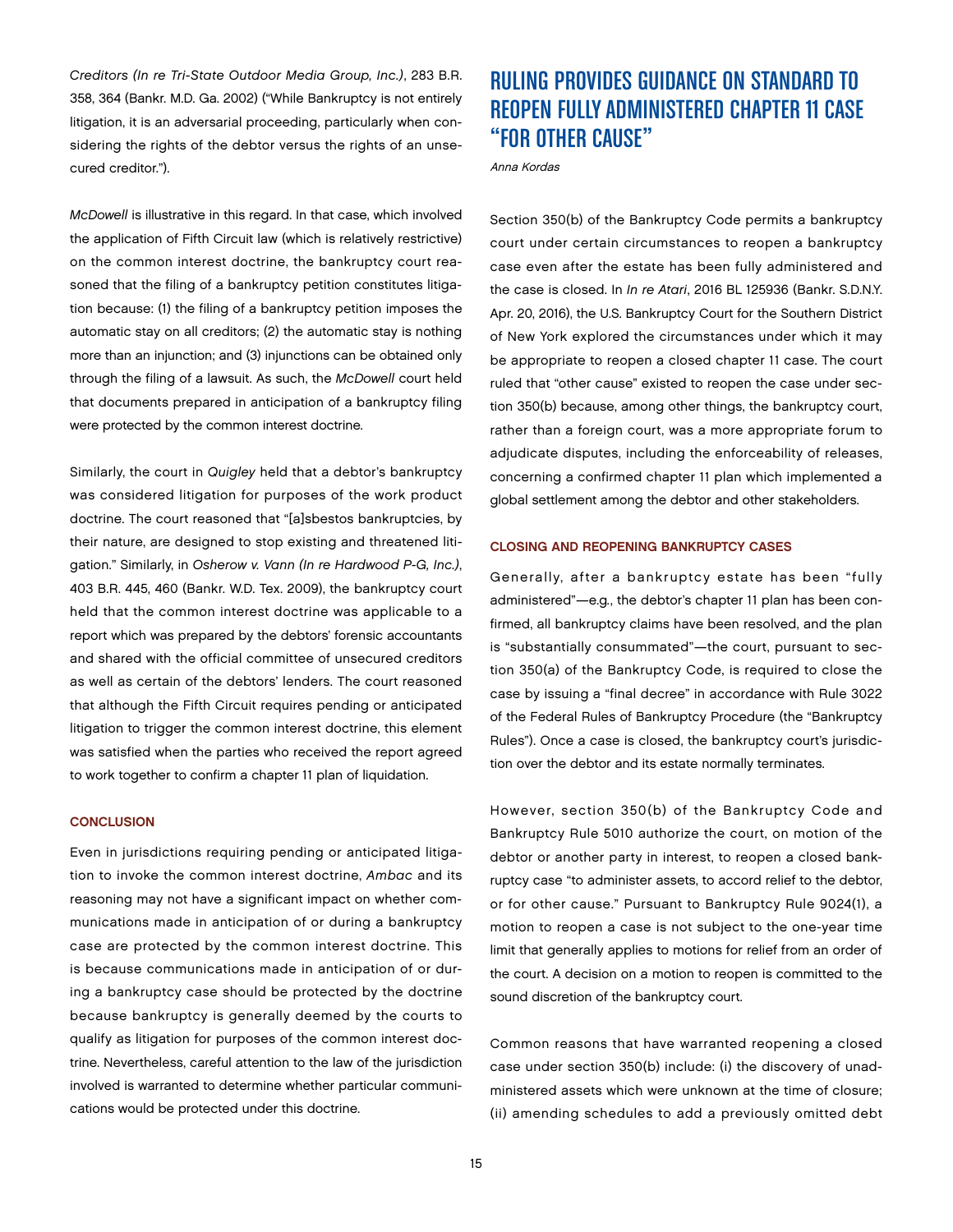*Creditors (In re Tri-State Outdoor Media Group, Inc.)*, 283 B.R. 358, 364 (Bankr. M.D. Ga. 2002) ("While Bankruptcy is not entirely litigation, it is an adversarial proceeding, particularly when considering the rights of the debtor versus the rights of an unsecured creditor.").

*McDowell* is illustrative in this regard. In that case, which involved the application of Fifth Circuit law (which is relatively restrictive) on the common interest doctrine, the bankruptcy court reasoned that the filing of a bankruptcy petition constitutes litigation because: (1) the filing of a bankruptcy petition imposes the automatic stay on all creditors; (2) the automatic stay is nothing more than an injunction; and (3) injunctions can be obtained only through the filing of a lawsuit. As such, the *McDowell* court held that documents prepared in anticipation of a bankruptcy filing were protected by the common interest doctrine.

Similarly, the court in *Quigley* held that a debtor's bankruptcy was considered litigation for purposes of the work product doctrine. The court reasoned that "[a]sbestos bankruptcies, by their nature, are designed to stop existing and threatened litigation." Similarly, in *Osherow v. Vann (In re Hardwood P-G, Inc.)*, 403 B.R. 445, 460 (Bankr. W.D. Tex. 2009), the bankruptcy court held that the common interest doctrine was applicable to a report which was prepared by the debtors' forensic accountants and shared with the official committee of unsecured creditors as well as certain of the debtors' lenders. The court reasoned that although the Fifth Circuit requires pending or anticipated litigation to trigger the common interest doctrine, this element was satisfied when the parties who received the report agreed to work together to confirm a chapter 11 plan of liquidation.

### CONCLUSION

Even in jurisdictions requiring pending or anticipated litigation to invoke the common interest doctrine, *Ambac* and its reasoning may not have a significant impact on whether communications made in anticipation of or during a bankruptcy case are protected by the common interest doctrine. This is because communications made in anticipation of or during a bankruptcy case should be protected by the doctrine because bankruptcy is generally deemed by the courts to qualify as litigation for purposes of the common interest doctrine. Nevertheless, careful attention to the law of the jurisdiction involved is warranted to determine whether particular communications would be protected under this doctrine.

## RULING PROVIDES GUIDANCE ON STANDARD TO REOPEN FULLY ADMINISTERED CHAPTER 11 CASE "FOR OTHER CAUSE"

*Anna Kordas*

Section 350(b) of the Bankruptcy Code permits a bankruptcy court under certain circumstances to reopen a bankruptcy case even after the estate has been fully administered and the case is closed. In *In re Atari*, 2016 BL 125936 (Bankr. S.D.N.Y. Apr. 20, 2016), the U.S. Bankruptcy Court for the Southern District of New York explored the circumstances under which it may be appropriate to reopen a closed chapter 11 case. The court ruled that "other cause" existed to reopen the case under section 350(b) because, among other things, the bankruptcy court, rather than a foreign court, was a more appropriate forum to adjudicate disputes, including the enforceability of releases, concerning a confirmed chapter 11 plan which implemented a global settlement among the debtor and other stakeholders.

### CLOSING AND REOPENING BANKRUPTCY CASES

Generally, after a bankruptcy estate has been "fully administered"—e.g., the debtor's chapter 11 plan has been confirmed, all bankruptcy claims have been resolved, and the plan is "substantially consummated"—the court, pursuant to section 350(a) of the Bankruptcy Code, is required to close the case by issuing a "final decree" in accordance with Rule 3022 of the Federal Rules of Bankruptcy Procedure (the "Bankruptcy Rules"). Once a case is closed, the bankruptcy court's jurisdiction over the debtor and its estate normally terminates.

However, section 350(b) of the Bankruptcy Code and Bankruptcy Rule 5010 authorize the court, on motion of the debtor or another party in interest, to reopen a closed bankruptcy case "to administer assets, to accord relief to the debtor, or for other cause." Pursuant to Bankruptcy Rule 9024(1), a motion to reopen a case is not subject to the one-year time limit that generally applies to motions for relief from an order of the court. A decision on a motion to reopen is committed to the sound discretion of the bankruptcy court.

Common reasons that have warranted reopening a closed case under section 350(b) include: (i) the discovery of unadministered assets which were unknown at the time of closure; (ii) amending schedules to add a previously omitted debt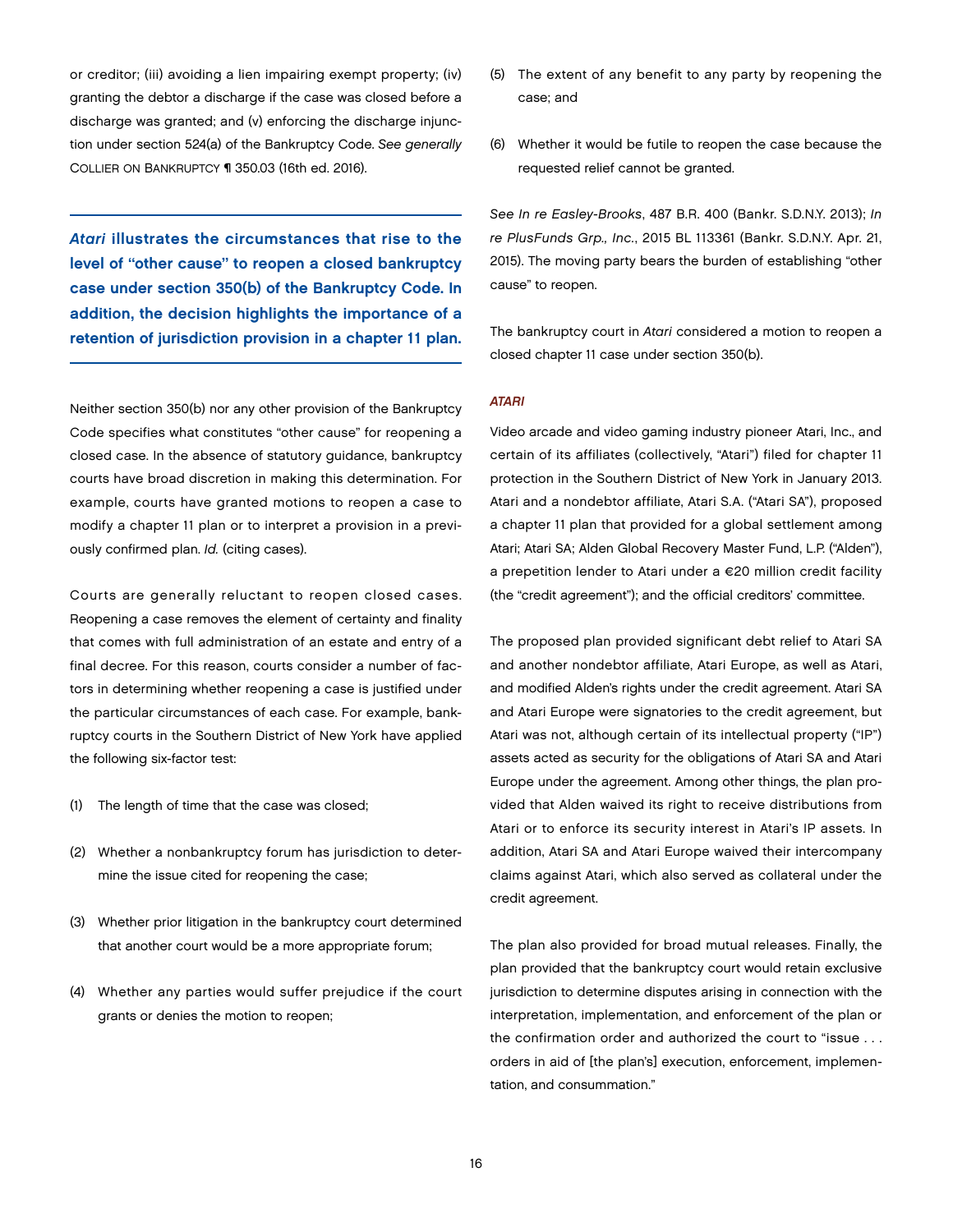or creditor; (iii) avoiding a lien impairing exempt property; (iv) granting the debtor a discharge if the case was closed before a discharge was granted; and (v) enforcing the discharge injunction under section 524(a) of the Bankruptcy Code. *See generally* Collier on Bankruptcy ¶ 350.03 (16th ed. 2016).

> ***Atari* illustrates the circumstances that rise to the level of "other cause" to reopen a closed bankruptcy case under section 350(b) of the Bankruptcy Code. In addition, the decision highlights the importance of a retention of jurisdiction provision in a chapter 11 plan.**

Neither section 350(b) nor any other provision of the Bankruptcy Code specifies what constitutes "other cause" for reopening a closed case. In the absence of statutory guidance, bankruptcy courts have broad discretion in making this determination. For example, courts have granted motions to reopen a case to modify a chapter 11 plan or to interpret a provision in a previously confirmed plan. *Id.* (citing cases).

Courts are generally reluctant to reopen closed cases. Reopening a case removes the element of certainty and finality that comes with full administration of an estate and entry of a final decree. For this reason, courts consider a number of factors in determining whether reopening a case is justified under the particular circumstances of each case. For example, bankruptcy courts in the Southern District of New York have applied the following six-factor test:

1. The length of time that the case was closed;
2. Whether a nonbankruptcy forum has jurisdiction to determine the issue cited for reopening the case;
3. Whether prior litigation in the bankruptcy court determined that another court would be a more appropriate forum;
4. Whether any parties would suffer prejudice if the court grants or denies the motion to reopen;
5. The extent of any benefit to any party by reopening the case; and
6. Whether it would be futile to reopen the case because the requested relief cannot be granted.

*See In re Easley-Brooks*, 487 B.R. 400 (Bankr. S.D.N.Y. 2013); *In re PlusFunds Grp., Inc.*, 2015 BL 113361 (Bankr. S.D.N.Y. Apr. 21, 2015). The moving party bears the burden of establishing "other cause" to reopen.

The bankruptcy court in *Atari* considered a motion to reopen a closed chapter 11 case under section 350(b).

### *ATARI*

Video arcade and video gaming industry pioneer Atari, Inc., and certain of its affiliates (collectively, "Atari") filed for chapter 11 protection in the Southern District of New York in January 2013. Atari and a nondebtor affiliate, Atari S.A. ("Atari SA"), proposed a chapter 11 plan that provided for a global settlement among Atari; Atari SA; Alden Global Recovery Master Fund, L.P. ("Alden"), a prepetition lender to Atari under a €20 million credit facility (the "credit agreement"); and the official creditors' committee.

The proposed plan provided significant debt relief to Atari SA and another nondebtor affiliate, Atari Europe, as well as Atari, and modified Alden's rights under the credit agreement. Atari SA and Atari Europe were signatories to the credit agreement, but Atari was not, although certain of its intellectual property ("IP") assets acted as security for the obligations of Atari SA and Atari Europe under the agreement. Among other things, the plan provided that Alden waived its right to receive distributions from Atari or to enforce its security interest in Atari's IP assets. In addition, Atari SA and Atari Europe waived their intercompany claims against Atari, which also served as collateral under the credit agreement.

The plan also provided for broad mutual releases. Finally, the plan provided that the bankruptcy court would retain exclusive jurisdiction to determine disputes arising in connection with the interpretation, implementation, and enforcement of the plan or the confirmation order and authorized the court to "issue . . . orders in aid of [the plan's] execution, enforcement, implementation, and consummation."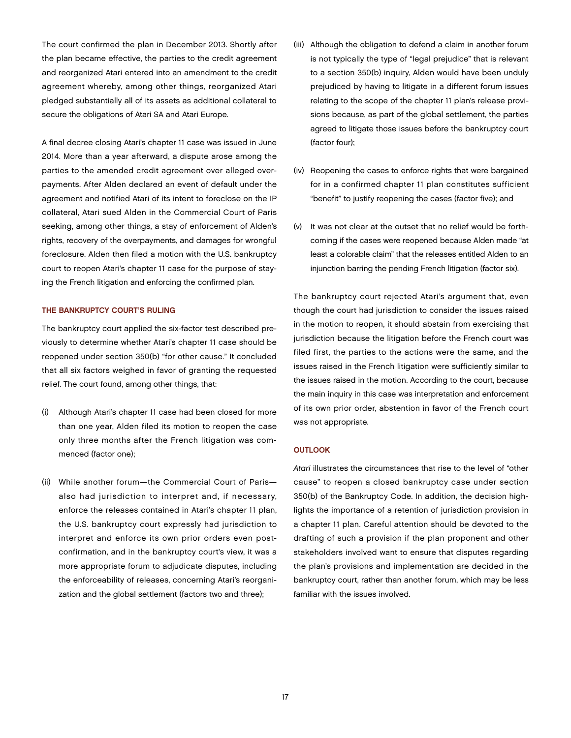The court confirmed the plan in December 2013. Shortly after the plan became effective, the parties to the credit agreement and reorganized Atari entered into an amendment to the credit agreement whereby, among other things, reorganized Atari pledged substantially all of its assets as additional collateral to secure the obligations of Atari SA and Atari Europe.

A final decree closing Atari's chapter 11 case was issued in June 2014. More than a year afterward, a dispute arose among the parties to the amended credit agreement over alleged overpayments. After Alden declared an event of default under the agreement and notified Atari of its intent to foreclose on the IP collateral, Atari sued Alden in the Commercial Court of Paris seeking, among other things, a stay of enforcement of Alden's rights, recovery of the overpayments, and damages for wrongful foreclosure. Alden then filed a motion with the U.S. bankruptcy court to reopen Atari's chapter 11 case for the purpose of staying the French litigation and enforcing the confirmed plan.

### THE BANKRUPTCY COURT'S RULING

The bankruptcy court applied the six-factor test described previously to determine whether Atari's chapter 11 case should be reopened under section 350(b) "for other cause." It concluded that all six factors weighed in favor of granting the requested relief. The court found, among other things, that:

(i) Although Atari's chapter 11 case had been closed for more than one year, Alden filed its motion to reopen the case only three months after the French litigation was commenced (factor one);

(ii) While another forum—the Commercial Court of Paris—also had jurisdiction to interpret and, if necessary, enforce the releases contained in Atari's chapter 11 plan, the U.S. bankruptcy court expressly had jurisdiction to interpret and enforce its own prior orders even post-confirmation, and in the bankruptcy court's view, it was a more appropriate forum to adjudicate disputes, including the enforceability of releases, concerning Atari's reorganization and the global settlement (factors two and three);

(iii) Although the obligation to defend a claim in another forum is not typically the type of "legal prejudice" that is relevant to a section 350(b) inquiry, Alden would have been unduly prejudiced by having to litigate in a different forum issues relating to the scope of the chapter 11 plan's release provisions because, as part of the global settlement, the parties agreed to litigate those issues before the bankruptcy court (factor four);

(iv) Reopening the cases to enforce rights that were bargained for in a confirmed chapter 11 plan constitutes sufficient "benefit" to justify reopening the cases (factor five); and

(v) It was not clear at the outset that no relief would be forthcoming if the cases were reopened because Alden made "at least a colorable claim" that the releases entitled Alden to an injunction barring the pending French litigation (factor six).

The bankruptcy court rejected Atari's argument that, even though the court had jurisdiction to consider the issues raised in the motion to reopen, it should abstain from exercising that jurisdiction because the litigation before the French court was filed first, the parties to the actions were the same, and the issues raised in the French litigation were sufficiently similar to the issues raised in the motion. According to the court, because the main inquiry in this case was interpretation and enforcement of its own prior order, abstention in favor of the French court was not appropriate.

### OUTLOOK

*Atari* illustrates the circumstances that rise to the level of "other cause" to reopen a closed bankruptcy case under section 350(b) of the Bankruptcy Code. In addition, the decision highlights the importance of a retention of jurisdiction provision in a chapter 11 plan. Careful attention should be devoted to the drafting of such a provision if the plan proponent and other stakeholders involved want to ensure that disputes regarding the plan's provisions and implementation are decided in the bankruptcy court, rather than another forum, which may be less familiar with the issues involved.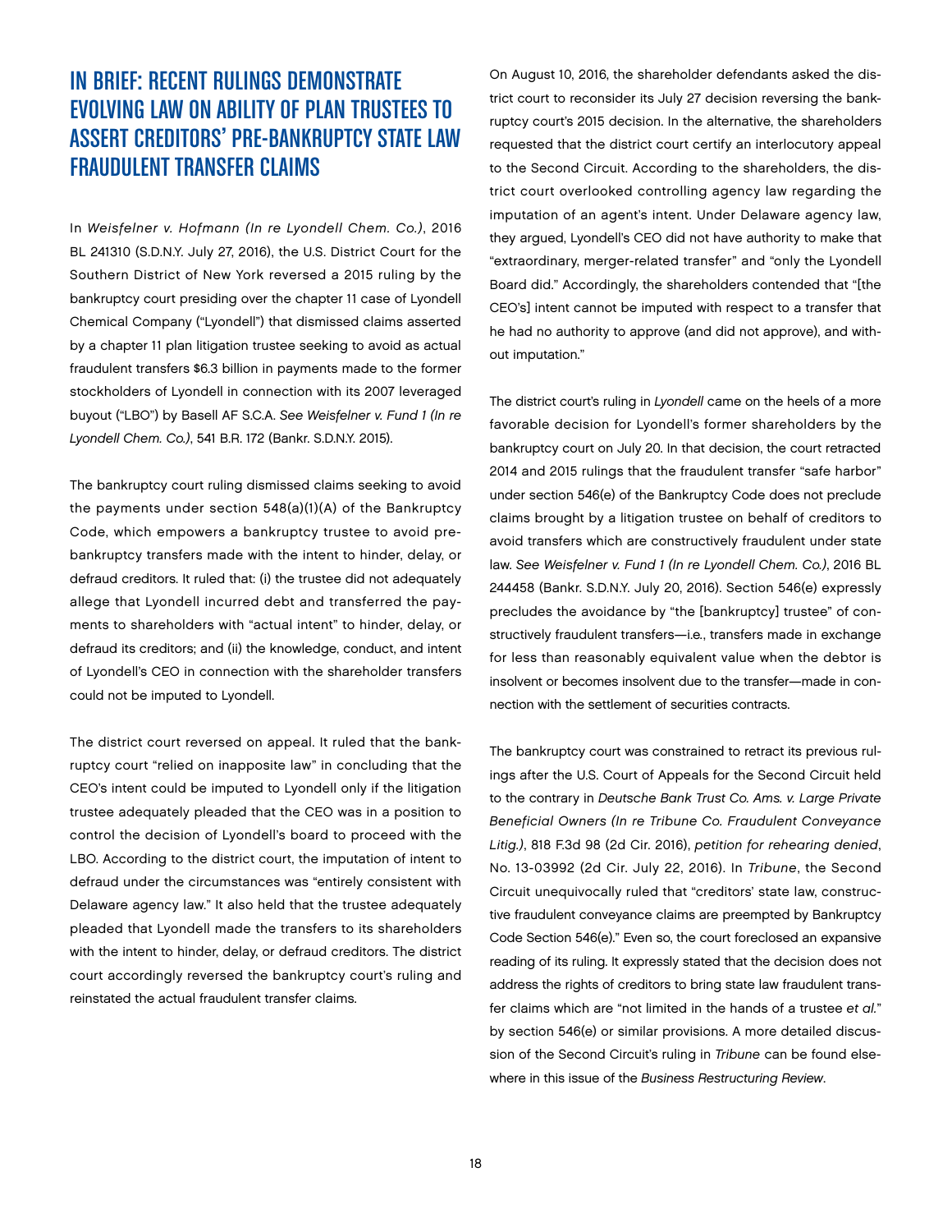# IN BRIEF: RECENT RULINGS DEMONSTRATE EVOLVING LAW ON ABILITY OF PLAN TRUSTEES TO ASSERT CREDITORS' PRE-BANKRUPTCY STATE LAW FRAUDULENT TRANSFER CLAIMS

In *Weisfelner v. Hofmann (In re Lyondell Chem. Co.)*, 2016 BL 241310 (S.D.N.Y. July 27, 2016), the U.S. District Court for the Southern District of New York reversed a 2015 ruling by the bankruptcy court presiding over the chapter 11 case of Lyondell Chemical Company ("Lyondell") that dismissed claims asserted by a chapter 11 plan litigation trustee seeking to avoid as actual fraudulent transfers $6.3 billion in payments made to the former stockholders of Lyondell in connection with its 2007 leveraged buyout ("LBO") by Basell AF S.C.A. *See Weisfelner v. Fund 1 (In re Lyondell Chem. Co.)*, 541 B.R. 172 (Bankr. S.D.N.Y. 2015).

The bankruptcy court ruling dismissed claims seeking to avoid the payments under section 548(a)(1)(A) of the Bankruptcy Code, which empowers a bankruptcy trustee to avoid pre-bankruptcy transfers made with the intent to hinder, delay, or defraud creditors. It ruled that: (i) the trustee did not adequately allege that Lyondell incurred debt and transferred the payments to shareholders with "actual intent" to hinder, delay, or defraud its creditors; and (ii) the knowledge, conduct, and intent of Lyondell's CEO in connection with the shareholder transfers could not be imputed to Lyondell.

The district court reversed on appeal. It ruled that the bankruptcy court "relied on inapposite law" in concluding that the CEO's intent could be imputed to Lyondell only if the litigation trustee adequately pleaded that the CEO was in a position to control the decision of Lyondell's board to proceed with the LBO. According to the district court, the imputation of intent to defraud under the circumstances was "entirely consistent with Delaware agency law." It also held that the trustee adequately pleaded that Lyondell made the transfers to its shareholders with the intent to hinder, delay, or defraud creditors. The district court accordingly reversed the bankruptcy court's ruling and reinstated the actual fraudulent transfer claims.

On August 10, 2016, the shareholder defendants asked the district court to reconsider its July 27 decision reversing the bankruptcy court's 2015 decision. In the alternative, the shareholders requested that the district court certify an interlocutory appeal to the Second Circuit. According to the shareholders, the district court overlooked controlling agency law regarding the imputation of an agent's intent. Under Delaware agency law, they argued, Lyondell's CEO did not have authority to make that "extraordinary, merger-related transfer" and "only the Lyondell Board did." Accordingly, the shareholders contended that "[the CEO's] intent cannot be imputed with respect to a transfer that he had no authority to approve (and did not approve), and without imputation."

The district court's ruling in *Lyondell* came on the heels of a more favorable decision for Lyondell's former shareholders by the bankruptcy court on July 20. In that decision, the court retracted 2014 and 2015 rulings that the fraudulent transfer "safe harbor" under section 546(e) of the Bankruptcy Code does not preclude claims brought by a litigation trustee on behalf of creditors to avoid transfers which are constructively fraudulent under state law. *See Weisfelner v. Fund 1 (In re Lyondell Chem. Co.)*, 2016 BL 244458 (Bankr. S.D.N.Y. July 20, 2016). Section 546(e) expressly precludes the avoidance by "the [bankruptcy] trustee" of constructively fraudulent transfers—i.e., transfers made in exchange for less than reasonably equivalent value when the debtor is insolvent or becomes insolvent due to the transfer—made in connection with the settlement of securities contracts.

The bankruptcy court was constrained to retract its previous rulings after the U.S. Court of Appeals for the Second Circuit held to the contrary in *Deutsche Bank Trust Co. Ams. v. Large Private Beneficial Owners (In re Tribune Co. Fraudulent Conveyance Litig.)*, 818 F.3d 98 (2d Cir. 2016), *petition for rehearing denied*, No. 13-03992 (2d Cir. July 22, 2016). In *Tribune*, the Second Circuit unequivocally ruled that "creditors' state law, constructive fraudulent conveyance claims are preempted by Bankruptcy Code Section 546(e)." Even so, the court foreclosed an expansive reading of its ruling. It expressly stated that the decision does not address the rights of creditors to bring state law fraudulent transfer claims which are "not limited in the hands of a trustee *et al.*" by section 546(e) or similar provisions. A more detailed discussion of the Second Circuit's ruling in *Tribune* can be found elsewhere in this issue of the *Business Restructuring Review*.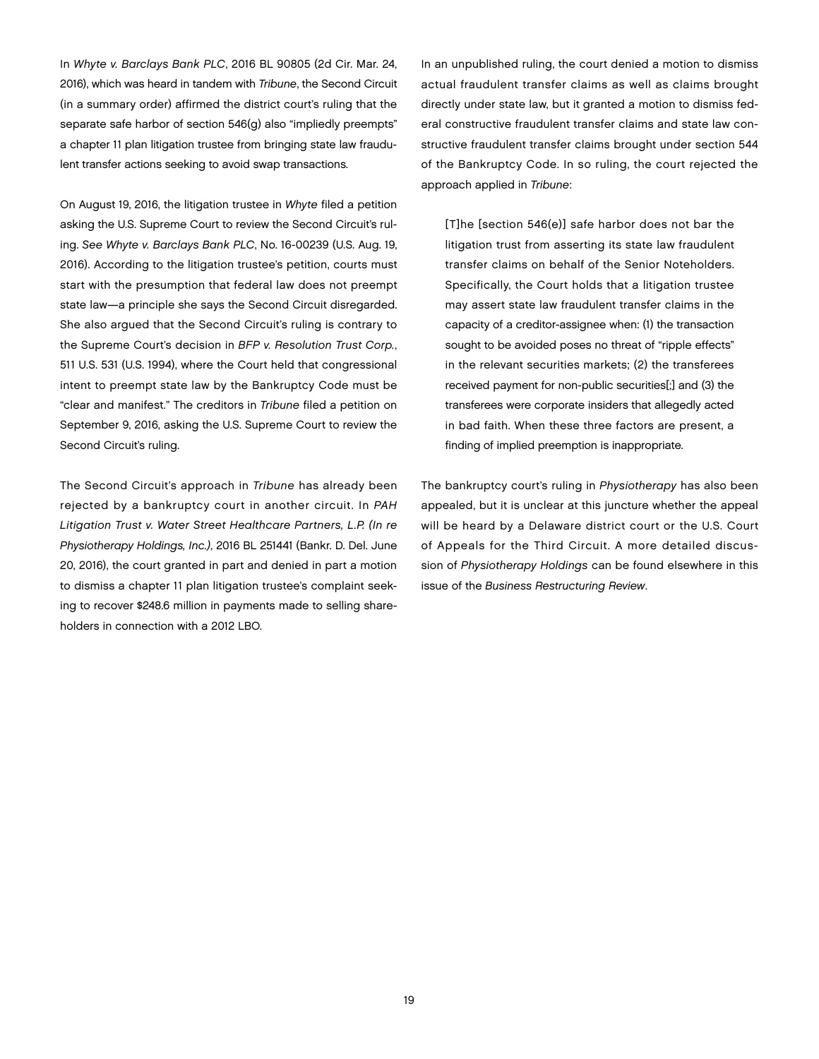In *Whyte v. Barclays Bank PLC*, 2016 BL 90805 (2d Cir. Mar. 24, 2016), which was heard in tandem with *Tribune*, the Second Circuit (in a summary order) affirmed the district court's ruling that the separate safe harbor of section 546(g) also "impliedly preempts" a chapter 11 plan litigation trustee from bringing state law fraudulent transfer actions seeking to avoid swap transactions.

On August 19, 2016, the litigation trustee in *Whyte* filed a petition asking the U.S. Supreme Court to review the Second Circuit's ruling. *See Whyte v. Barclays Bank PLC*, No. 16-00239 (U.S. Aug. 19, 2016). According to the litigation trustee's petition, courts must start with the presumption that federal law does not preempt state law—a principle she says the Second Circuit disregarded. She also argued that the Second Circuit's ruling is contrary to the Supreme Court's decision in *BFP v. Resolution Trust Corp.*, 511 U.S. 531 (U.S. 1994), where the Court held that congressional intent to preempt state law by the Bankruptcy Code must be "clear and manifest." The creditors in *Tribune* filed a petition on September 9, 2016, asking the U.S. Supreme Court to review the Second Circuit's ruling.

The Second Circuit's approach in *Tribune* has already been rejected by a bankruptcy court in another circuit. In *PAH Litigation Trust v. Water Street Healthcare Partners, L.P. (In re Physiotherapy Holdings, Inc.)*, 2016 BL 251441 (Bankr. D. Del. June 20, 2016), the court granted in part and denied in part a motion to dismiss a chapter 11 plan litigation trustee's complaint seeking to recover $248.6 million in payments made to selling shareholders in connection with a 2012 LBO.

In an unpublished ruling, the court denied a motion to dismiss actual fraudulent transfer claims as well as claims brought directly under state law, but it granted a motion to dismiss federal constructive fraudulent transfer claims and state law constructive fraudulent transfer claims brought under section 544 of the Bankruptcy Code. In so ruling, the court rejected the approach applied in *Tribune*:

> [T]he [section 546(e)] safe harbor does not bar the litigation trust from asserting its state law fraudulent transfer claims on behalf of the Senior Noteholders. Specifically, the Court holds that a litigation trustee may assert state law fraudulent transfer claims in the capacity of a creditor-assignee when: (1) the transaction sought to be avoided poses no threat of "ripple effects" in the relevant securities markets; (2) the transferees received payment for non-public securities[;] and (3) the transferees were corporate insiders that allegedly acted in bad faith. When these three factors are present, a finding of implied preemption is inappropriate.

The bankruptcy court's ruling in *Physiotherapy* has also been appealed, but it is unclear at this juncture whether the appeal will be heard by a Delaware district court or the U.S. Court of Appeals for the Third Circuit. A more detailed discussion of *Physiotherapy Holdings* can be found elsewhere in this issue of the *Business Restructuring Review*.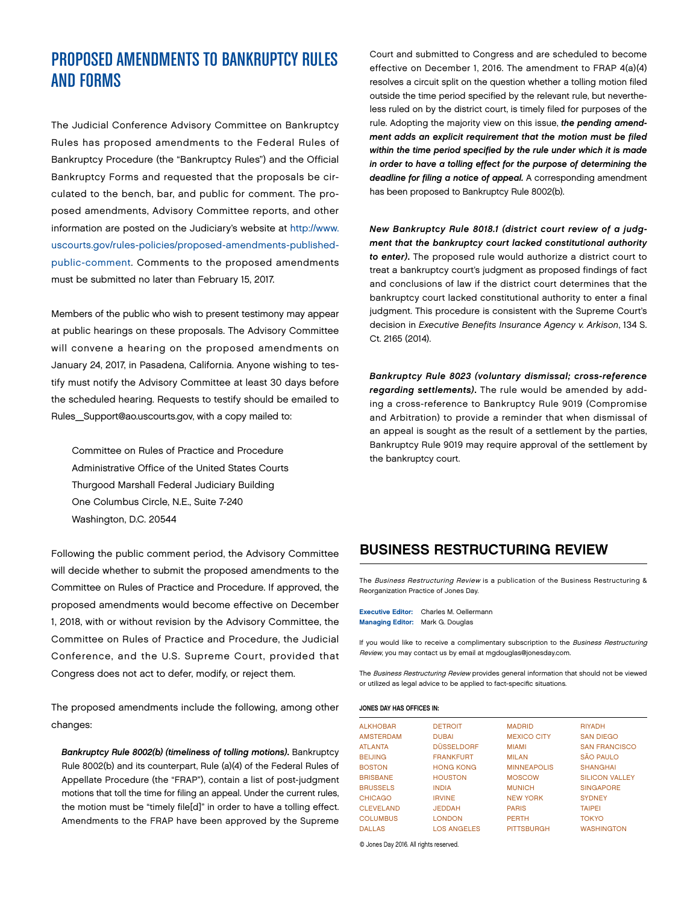## PROPOSED AMENDMENTS TO BANKRUPTCY RULES AND FORMS

The Judicial Conference Advisory Committee on Bankruptcy Rules has proposed amendments to the Federal Rules of Bankruptcy Procedure (the "Bankruptcy Rules") and the Official Bankruptcy Forms and requested that the proposals be circulated to the bench, bar, and public for comment. The proposed amendments, Advisory Committee reports, and other information are posted on the Judiciary's website at http://www.uscourts.gov/rules-policies/proposed-amendments-published-public-comment. Comments to the proposed amendments must be submitted no later than February 15, 2017.

Members of the public who wish to present testimony may appear at public hearings on these proposals. The Advisory Committee will convene a hearing on the proposed amendments on January 24, 2017, in Pasadena, California. Anyone wishing to testify must notify the Advisory Committee at least 30 days before the scheduled hearing. Requests to testify should be emailed to Rules_Support@ao.uscourts.gov, with a copy mailed to:

> Committee on Rules of Practice and Procedure
> Administrative Office of the United States Courts
> Thurgood Marshall Federal Judiciary Building
> One Columbus Circle, N.E., Suite 7-240
> Washington, D.C. 20544

Following the public comment period, the Advisory Committee will decide whether to submit the proposed amendments to the Committee on Rules of Practice and Procedure. If approved, the proposed amendments would become effective on December 1, 2018, with or without revision by the Advisory Committee, the Committee on Rules of Practice and Procedure, the Judicial Conference, and the U.S. Supreme Court, provided that Congress does not act to defer, modify, or reject them.

The proposed amendments include the following, among other changes:

***Bankruptcy Rule 8002(b) (timeliness of tolling motions).*** Bankruptcy Rule 8002(b) and its counterpart, Rule (a)(4) of the Federal Rules of Appellate Procedure (the "FRAP"), contain a list of post-judgment motions that toll the time for filing an appeal. Under the current rules, the motion must be "timely file[d]" in order to have a tolling effect. Amendments to the FRAP have been approved by the Supreme Court and submitted to Congress and are scheduled to become effective on December 1, 2016. The amendment to FRAP 4(a)(4) resolves a circuit split on the question whether a tolling motion filed outside the time period specified by the relevant rule, but nevertheless ruled on by the district court, is timely filed for purposes of the rule. Adopting the majority view on this issue, ***the pending amendment adds an explicit requirement that the motion must be filed within the time period specified by the rule under which it is made in order to have a tolling effect for the purpose of determining the deadline for filing a notice of appeal.*** A corresponding amendment has been proposed to Bankruptcy Rule 8002(b).

***New Bankruptcy Rule 8018.1 (district court review of a judgment that the bankruptcy court lacked constitutional authority to enter).*** The proposed rule would authorize a district court to treat a bankruptcy court's judgment as proposed findings of fact and conclusions of law if the district court determines that the bankruptcy court lacked constitutional authority to enter a final judgment. This procedure is consistent with the Supreme Court's decision in *Executive Benefits Insurance Agency v. Arkison*, 134 S. Ct. 2165 (2014).

***Bankruptcy Rule 8023 (voluntary dismissal; cross-reference regarding settlements).*** The rule would be amended by adding a cross-reference to Bankruptcy Rule 9019 (Compromise and Arbitration) to provide a reminder that when dismissal of an appeal is sought as the result of a settlement by the parties, Bankruptcy Rule 9019 may require approval of the settlement by the bankruptcy court.

## BUSINESS RESTRUCTURING REVIEW

The *Business Restructuring Review* is a publication of the Business Restructuring & Reorganization Practice of Jones Day.

**Executive Editor:** Charles M. Oellermann
**Managing Editor:** Mark G. Douglas

If you would like to receive a complimentary subscription to the *Business Restructuring Review*, you may contact us by email at mgdouglas@jonesday.com.

The *Business Restructuring Review* provides general information that should not be viewed or utilized as legal advice to be applied to fact-specific situations.

**JONES DAY HAS OFFICES IN:**

| | | | |
|---|---|---|---|
| ALKHOBAR | DETROIT | MADRID | RIYADH |
| AMSTERDAM | DUBAI | MEXICO CITY | SAN DIEGO |
| ATLANTA | DÜSSELDORF | MIAMI | SAN FRANCISCO |
| BEIJING | FRANKFURT | MILAN | SÃO PAULO |
| BOSTON | HONG KONG | MINNEAPOLIS | SHANGHAI |
| BRISBANE | HOUSTON | MOSCOW | SILICON VALLEY |
| BRUSSELS | INDIA | MUNICH | SINGAPORE |
| CHICAGO | IRVINE | NEW YORK | SYDNEY |
| CLEVELAND | JEDDAH | PARIS | TAIPEI |
| COLUMBUS | LONDON | PERTH | TOKYO |
| DALLAS | LOS ANGELES | PITTSBURGH | WASHINGTON |

© Jones Day 2016. All rights reserved.